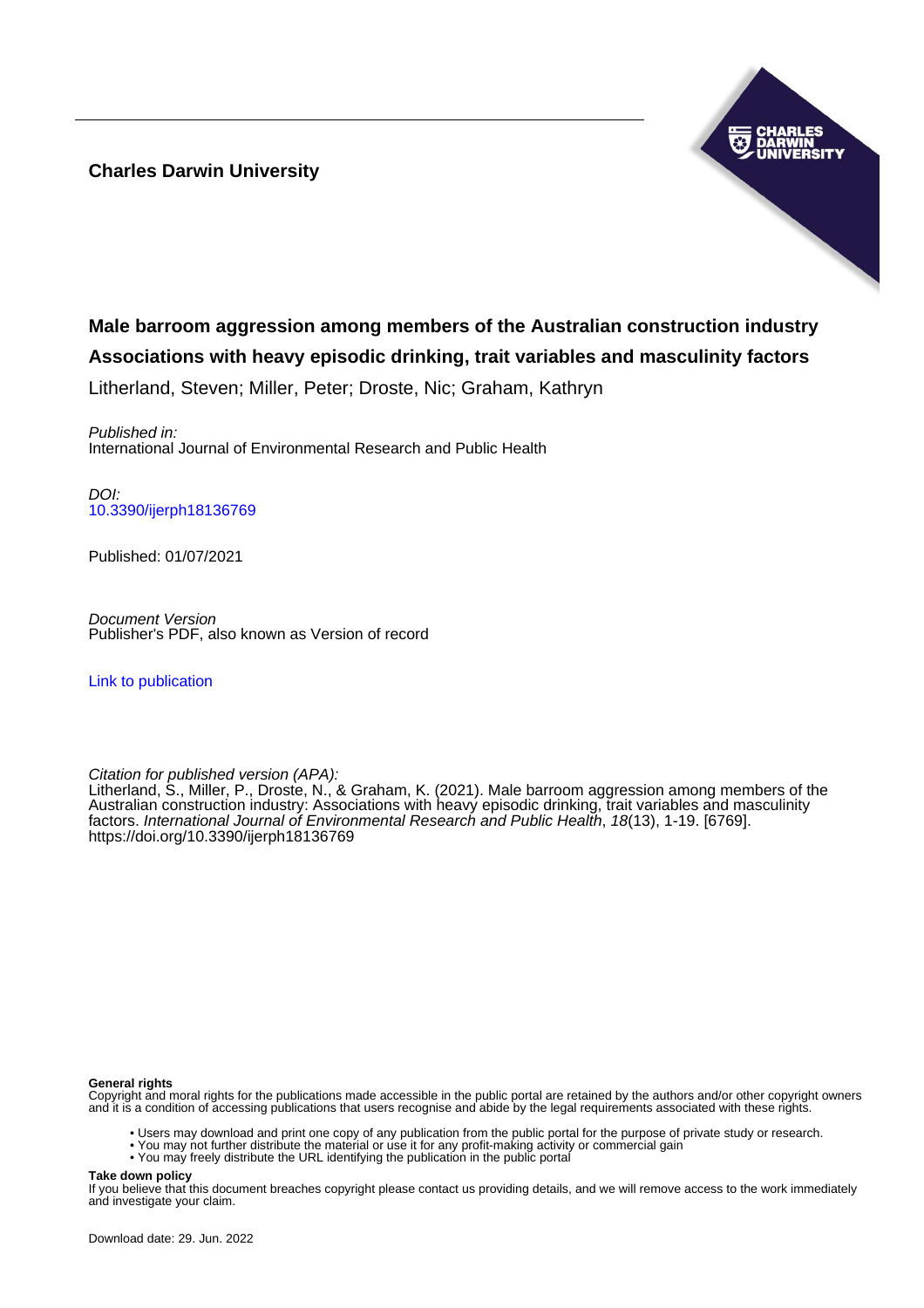**Charles Darwin University**

# Male barroom aggression among members of the Australian construction industry
## Associations with heavy episodic drinking, trait variables and masculinity factors

Litherland, Steven; Miller, Peter; Droste, Nic; Graham, Kathryn

*Published in:*
International Journal of Environmental Research and Public Health

*DOI:*
10.3390/ijerph18136769

Published: 01/07/2021

*Document Version*
Publisher's PDF, also known as Version of record

Link to publication

*Citation for published version (APA):*
Litherland, S., Miller, P., Droste, N., & Graham, K. (2021). Male barroom aggression among members of the Australian construction industry: Associations with heavy episodic drinking, trait variables and masculinity factors. *International Journal of Environmental Research and Public Health*, *18*(13), 1-19. [6769]. https://doi.org/10.3390/ijerph18136769

**General rights**
Copyright and moral rights for the publications made accessible in the public portal are retained by the authors and/or other copyright owners and it is a condition of accessing publications that users recognise and abide by the legal requirements associated with these rights.

- Users may download and print one copy of any publication from the public portal for the purpose of private study or research.
- You may not further distribute the material or use it for any profit-making activity or commercial gain
- You may freely distribute the URL identifying the publication in the public portal

**Take down policy**
If you believe that this document breaches copyright please contact us providing details, and we will remove access to the work immediately and investigate your claim.

Download date: 29. Jun. 2022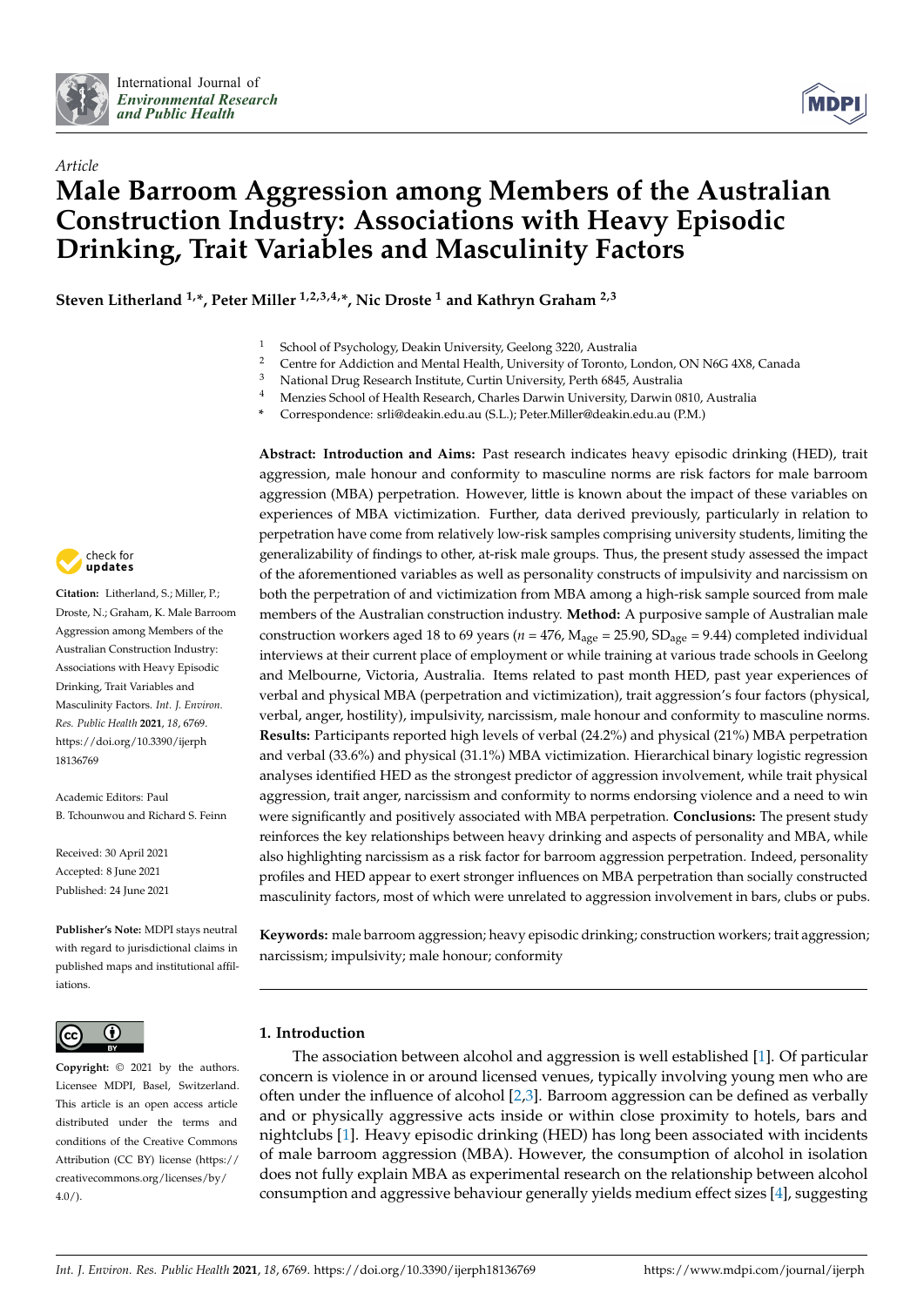International Journal of
*Environmental Research and Public Health*

*Article*

# Male Barroom Aggression among Members of the Australian Construction Industry: Associations with Heavy Episodic Drinking, Trait Variables and Masculinity Factors

**Steven Litherland [1,*], Peter Miller [1,2,3,4,*], Nic Droste [1] and Kathryn Graham [2,3]**

[1] School of Psychology, Deakin University, Geelong 3220, Australia
[2] Centre for Addiction and Mental Health, University of Toronto, London, ON N6G 4X8, Canada
[3] National Drug Research Institute, Curtin University, Perth 6845, Australia
[4] Menzies School of Health Research, Charles Darwin University, Darwin 0810, Australia
\* Correspondence: srli@deakin.edu.au (S.L.); Peter.Miller@deakin.edu.au (P.M.)

**Citation:** Litherland, S.; Miller, P.; Droste, N.; Graham, K. Male Barroom Aggression among Members of the Australian Construction Industry: Associations with Heavy Episodic Drinking, Trait Variables and Masculinity Factors. *Int. J. Environ. Res. Public Health* **2021**, *18*, 6769. https://doi.org/10.3390/ijerph18136769

Academic Editors: Paul B. Tchounwou and Richard S. Feinn

Received: 30 April 2021
Accepted: 8 June 2021
Published: 24 June 2021

**Publisher's Note:** MDPI stays neutral with regard to jurisdictional claims in published maps and institutional affiliations.

**Copyright:** © 2021 by the authors. Licensee MDPI, Basel, Switzerland. This article is an open access article distributed under the terms and conditions of the Creative Commons Attribution (CC BY) license (https://creativecommons.org/licenses/by/4.0/).

**Abstract: Introduction and Aims:** Past research indicates heavy episodic drinking (HED), trait aggression, male honour and conformity to masculine norms are risk factors for male barroom aggression (MBA) perpetration. However, little is known about the impact of these variables on experiences of MBA victimization. Further, data derived previously, particularly in relation to perpetration have come from relatively low-risk samples comprising university students, limiting the generalizability of findings to other, at-risk male groups. Thus, the present study assessed the impact of the aforementioned variables as well as personality constructs of impulsivity and narcissism on both the perpetration of and victimization from MBA among a high-risk sample sourced from male members of the Australian construction industry. **Method:** A purposive sample of Australian male construction workers aged 18 to 69 years ($n$ = 476, $M_{age}$ = 25.90, $SD_{age}$ = 9.44) completed individual interviews at their current place of employment or while training at various trade schools in Geelong and Melbourne, Victoria, Australia. Items related to past month HED, past year experiences of verbal and physical MBA (perpetration and victimization), trait aggression's four factors (physical, verbal, anger, hostility), impulsivity, narcissism, male honour and conformity to masculine norms. **Results:** Participants reported high levels of verbal (24.2%) and physical (21%) MBA perpetration and verbal (33.6%) and physical (31.1%) MBA victimization. Hierarchical binary logistic regression analyses identified HED as the strongest predictor of aggression involvement, while trait physical aggression, trait anger, narcissism and conformity to norms endorsing violence and a need to win were significantly and positively associated with MBA perpetration. **Conclusions:** The present study reinforces the key relationships between heavy drinking and aspects of personality and MBA, while also highlighting narcissism as a risk factor for barroom aggression perpetration. Indeed, personality profiles and HED appear to exert stronger influences on MBA perpetration than socially constructed masculinity factors, most of which were unrelated to aggression involvement in bars, clubs or pubs.

**Keywords:** male barroom aggression; heavy episodic drinking; construction workers; trait aggression; narcissism; impulsivity; male honour; conformity

## 1. Introduction

The association between alcohol and aggression is well established [1]. Of particular concern is violence in or around licensed venues, typically involving young men who are often under the influence of alcohol [2,3]. Barroom aggression can be defined as verbally and or physically aggressive acts inside or within close proximity to hotels, bars and nightclubs [1]. Heavy episodic drinking (HED) has long been associated with incidents of male barroom aggression (MBA). However, the consumption of alcohol in isolation does not fully explain MBA as experimental research on the relationship between alcohol consumption and aggressive behaviour generally yields medium effect sizes [4], suggesting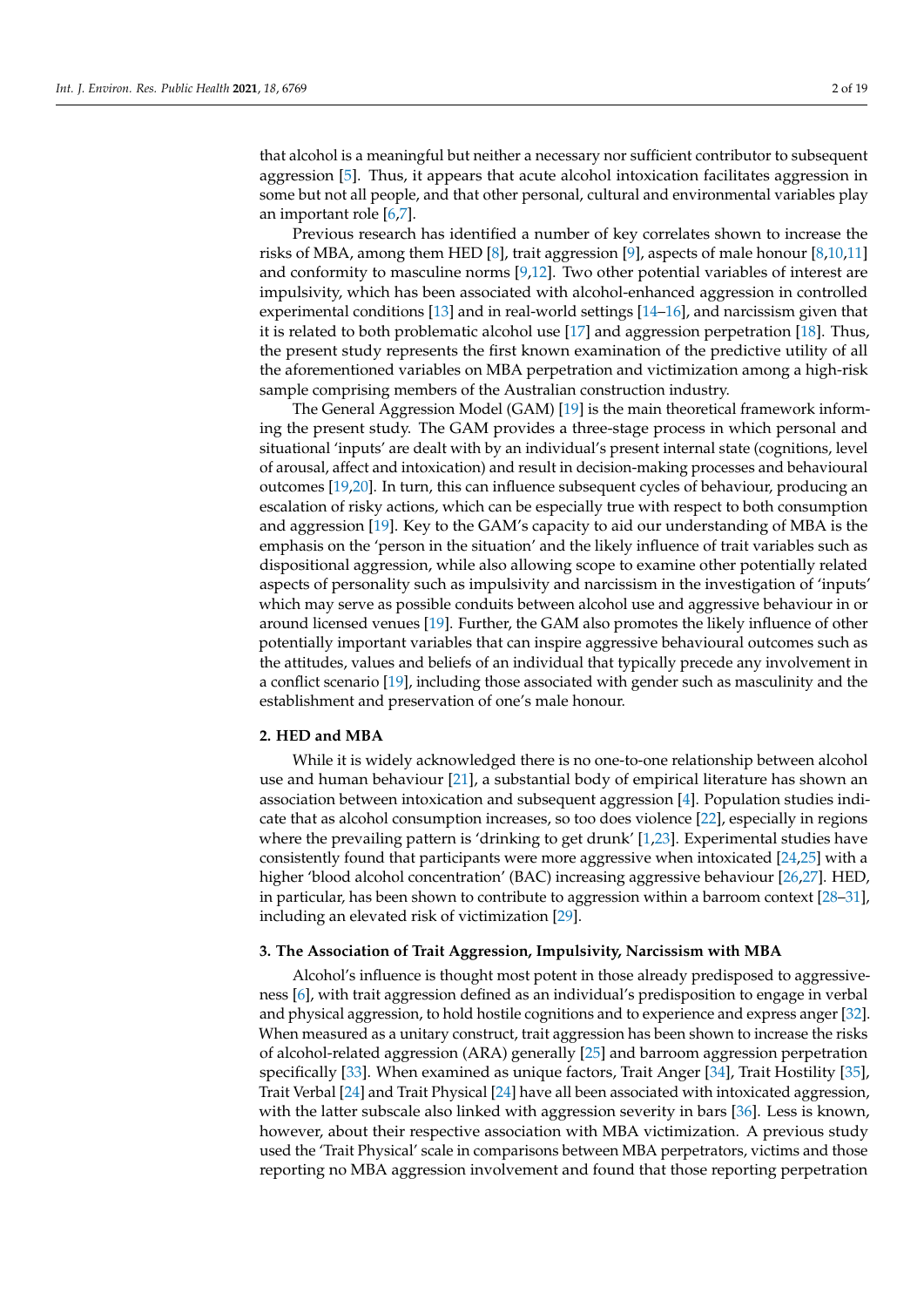that alcohol is a meaningful but neither a necessary nor sufficient contributor to subsequent aggression [5]. Thus, it appears that acute alcohol intoxication facilitates aggression in some but not all people, and that other personal, cultural and environmental variables play an important role [6,7].

Previous research has identified a number of key correlates shown to increase the risks of MBA, among them HED [8], trait aggression [9], aspects of male honour [8,10,11] and conformity to masculine norms [9,12]. Two other potential variables of interest are impulsivity, which has been associated with alcohol-enhanced aggression in controlled experimental conditions [13] and in real-world settings [14–16], and narcissism given that it is related to both problematic alcohol use [17] and aggression perpetration [18]. Thus, the present study represents the first known examination of the predictive utility of all the aforementioned variables on MBA perpetration and victimization among a high-risk sample comprising members of the Australian construction industry.

The General Aggression Model (GAM) [19] is the main theoretical framework informing the present study. The GAM provides a three-stage process in which personal and situational 'inputs' are dealt with by an individual's present internal state (cognitions, level of arousal, affect and intoxication) and result in decision-making processes and behavioural outcomes [19,20]. In turn, this can influence subsequent cycles of behaviour, producing an escalation of risky actions, which can be especially true with respect to both consumption and aggression [19]. Key to the GAM's capacity to aid our understanding of MBA is the emphasis on the 'person in the situation' and the likely influence of trait variables such as dispositional aggression, while also allowing scope to examine other potentially related aspects of personality such as impulsivity and narcissism in the investigation of 'inputs' which may serve as possible conduits between alcohol use and aggressive behaviour in or around licensed venues [19]. Further, the GAM also promotes the likely influence of other potentially important variables that can inspire aggressive behavioural outcomes such as the attitudes, values and beliefs of an individual that typically precede any involvement in a conflict scenario [19], including those associated with gender such as masculinity and the establishment and preservation of one's male honour.

## 2. HED and MBA

While it is widely acknowledged there is no one-to-one relationship between alcohol use and human behaviour [21], a substantial body of empirical literature has shown an association between intoxication and subsequent aggression [4]. Population studies indicate that as alcohol consumption increases, so too does violence [22], especially in regions where the prevailing pattern is 'drinking to get drunk' [1,23]. Experimental studies have consistently found that participants were more aggressive when intoxicated [24,25] with a higher 'blood alcohol concentration' (BAC) increasing aggressive behaviour [26,27]. HED, in particular, has been shown to contribute to aggression within a barroom context [28–31], including an elevated risk of victimization [29].

## 3. The Association of Trait Aggression, Impulsivity, Narcissism with MBA

Alcohol's influence is thought most potent in those already predisposed to aggressiveness [6], with trait aggression defined as an individual's predisposition to engage in verbal and physical aggression, to hold hostile cognitions and to experience and express anger [32]. When measured as a unitary construct, trait aggression has been shown to increase the risks of alcohol-related aggression (ARA) generally [25] and barroom aggression perpetration specifically [33]. When examined as unique factors, Trait Anger [34], Trait Hostility [35], Trait Verbal [24] and Trait Physical [24] have all been associated with intoxicated aggression, with the latter subscale also linked with aggression severity in bars [36]. Less is known, however, about their respective association with MBA victimization. A previous study used the 'Trait Physical' scale in comparisons between MBA perpetrators, victims and those reporting no MBA aggression involvement and found that those reporting perpetration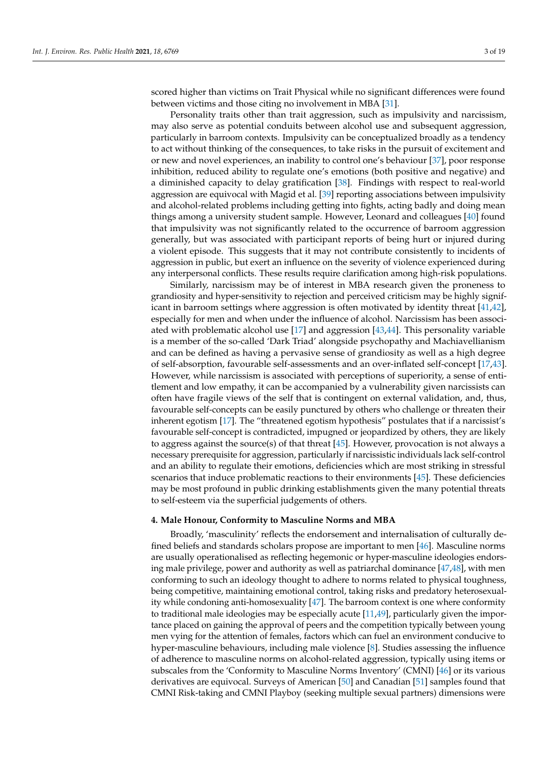scored higher than victims on Trait Physical while no significant differences were found between victims and those citing no involvement in MBA [31].

Personality traits other than trait aggression, such as impulsivity and narcissism, may also serve as potential conduits between alcohol use and subsequent aggression, particularly in barroom contexts. Impulsivity can be conceptualized broadly as a tendency to act without thinking of the consequences, to take risks in the pursuit of excitement and or new and novel experiences, an inability to control one's behaviour [37], poor response inhibition, reduced ability to regulate one's emotions (both positive and negative) and a diminished capacity to delay gratification [38]. Findings with respect to real-world aggression are equivocal with Magid et al. [39] reporting associations between impulsivity and alcohol-related problems including getting into fights, acting badly and doing mean things among a university student sample. However, Leonard and colleagues [40] found that impulsivity was not significantly related to the occurrence of barroom aggression generally, but was associated with participant reports of being hurt or injured during a violent episode. This suggests that it may not contribute consistently to incidents of aggression in public, but exert an influence on the severity of violence experienced during any interpersonal conflicts. These results require clarification among high-risk populations.

Similarly, narcissism may be of interest in MBA research given the proneness to grandiosity and hyper-sensitivity to rejection and perceived criticism may be highly significant in barroom settings where aggression is often motivated by identity threat [41,42], especially for men and when under the influence of alcohol. Narcissism has been associated with problematic alcohol use [17] and aggression [43,44]. This personality variable is a member of the so-called 'Dark Triad' alongside psychopathy and Machiavellianism and can be defined as having a pervasive sense of grandiosity as well as a high degree of self-absorption, favourable self-assessments and an over-inflated self-concept [17,43]. However, while narcissism is associated with perceptions of superiority, a sense of entitlement and low empathy, it can be accompanied by a vulnerability given narcissists can often have fragile views of the self that is contingent on external validation, and, thus, favourable self-concepts can be easily punctured by others who challenge or threaten their inherent egotism [17]. The "threatened egotism hypothesis" postulates that if a narcissist's favourable self-concept is contradicted, impugned or jeopardized by others, they are likely to aggress against the source(s) of that threat [45]. However, provocation is not always a necessary prerequisite for aggression, particularly if narcissistic individuals lack self-control and an ability to regulate their emotions, deficiencies which are most striking in stressful scenarios that induce problematic reactions to their environments [45]. These deficiencies may be most profound in public drinking establishments given the many potential threats to self-esteem via the superficial judgements of others.

## 4. Male Honour, Conformity to Masculine Norms and MBA

Broadly, 'masculinity' reflects the endorsement and internalisation of culturally defined beliefs and standards scholars propose are important to men [46]. Masculine norms are usually operationalised as reflecting hegemonic or hyper-masculine ideologies endorsing male privilege, power and authority as well as patriarchal dominance [47,48], with men conforming to such an ideology thought to adhere to norms related to physical toughness, being competitive, maintaining emotional control, taking risks and predatory heterosexuality while condoning anti-homosexuality [47]. The barroom context is one where conformity to traditional male ideologies may be especially acute [11,49], particularly given the importance placed on gaining the approval of peers and the competition typically between young men vying for the attention of females, factors which can fuel an environment conducive to hyper-masculine behaviours, including male violence [8]. Studies assessing the influence of adherence to masculine norms on alcohol-related aggression, typically using items or subscales from the 'Conformity to Masculine Norms Inventory' (CMNI) [46] or its various derivatives are equivocal. Surveys of American [50] and Canadian [51] samples found that CMNI Risk-taking and CMNI Playboy (seeking multiple sexual partners) dimensions were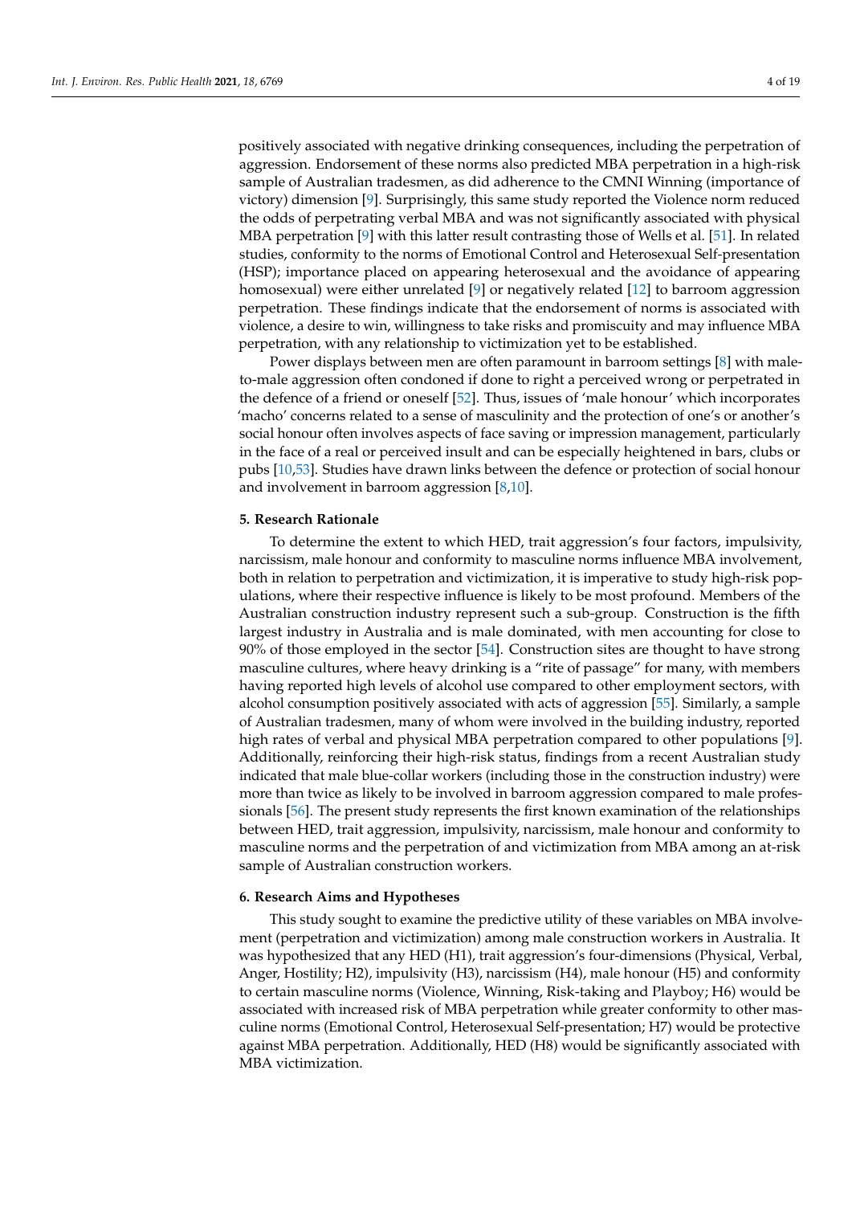positively associated with negative drinking consequences, including the perpetration of aggression. Endorsement of these norms also predicted MBA perpetration in a high-risk sample of Australian tradesmen, as did adherence to the CMNI Winning (importance of victory) dimension [9]. Surprisingly, this same study reported the Violence norm reduced the odds of perpetrating verbal MBA and was not significantly associated with physical MBA perpetration [9] with this latter result contrasting those of Wells et al. [51]. In related studies, conformity to the norms of Emotional Control and Heterosexual Self-presentation (HSP); importance placed on appearing heterosexual and the avoidance of appearing homosexual) were either unrelated [9] or negatively related [12] to barroom aggression perpetration. These findings indicate that the endorsement of norms is associated with violence, a desire to win, willingness to take risks and promiscuity and may influence MBA perpetration, with any relationship to victimization yet to be established.

Power displays between men are often paramount in barroom settings [8] with male-to-male aggression often condoned if done to right a perceived wrong or perpetrated in the defence of a friend or oneself [52]. Thus, issues of 'male honour' which incorporates 'macho' concerns related to a sense of masculinity and the protection of one's or another's social honour often involves aspects of face saving or impression management, particularly in the face of a real or perceived insult and can be especially heightened in bars, clubs or pubs [10,53]. Studies have drawn links between the defence or protection of social honour and involvement in barroom aggression [8,10].

## 5. Research Rationale

To determine the extent to which HED, trait aggression's four factors, impulsivity, narcissism, male honour and conformity to masculine norms influence MBA involvement, both in relation to perpetration and victimization, it is imperative to study high-risk populations, where their respective influence is likely to be most profound. Members of the Australian construction industry represent such a sub-group. Construction is the fifth largest industry in Australia and is male dominated, with men accounting for close to 90% of those employed in the sector [54]. Construction sites are thought to have strong masculine cultures, where heavy drinking is a "rite of passage" for many, with members having reported high levels of alcohol use compared to other employment sectors, with alcohol consumption positively associated with acts of aggression [55]. Similarly, a sample of Australian tradesmen, many of whom were involved in the building industry, reported high rates of verbal and physical MBA perpetration compared to other populations [9]. Additionally, reinforcing their high-risk status, findings from a recent Australian study indicated that male blue-collar workers (including those in the construction industry) were more than twice as likely to be involved in barroom aggression compared to male professionals [56]. The present study represents the first known examination of the relationships between HED, trait aggression, impulsivity, narcissism, male honour and conformity to masculine norms and the perpetration of and victimization from MBA among an at-risk sample of Australian construction workers.

## 6. Research Aims and Hypotheses

This study sought to examine the predictive utility of these variables on MBA involvement (perpetration and victimization) among male construction workers in Australia. It was hypothesized that any HED (H1), trait aggression's four-dimensions (Physical, Verbal, Anger, Hostility; H2), impulsivity (H3), narcissism (H4), male honour (H5) and conformity to certain masculine norms (Violence, Winning, Risk-taking and Playboy; H6) would be associated with increased risk of MBA perpetration while greater conformity to other masculine norms (Emotional Control, Heterosexual Self-presentation; H7) would be protective against MBA perpetration. Additionally, HED (H8) would be significantly associated with MBA victimization.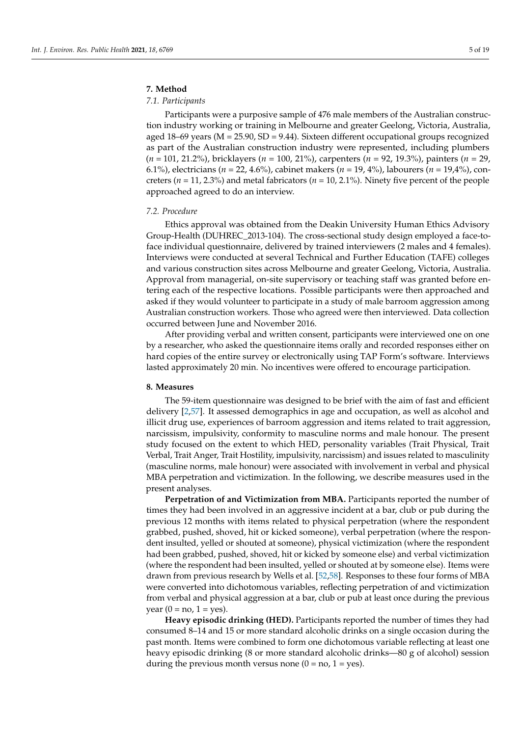## 7. Method

### 7.1. Participants

Participants were a purposive sample of 476 male members of the Australian construction industry working or training in Melbourne and greater Geelong, Victoria, Australia, aged 18–69 years (M = 25.90, SD = 9.44). Sixteen different occupational groups recognized as part of the Australian construction industry were represented, including plumbers ($n$ = 101, 21.2%), bricklayers ($n$ = 100, 21%), carpenters ($n$ = 92, 19.3%), painters ($n$ = 29, 6.1%), electricians ($n$ = 22, 4.6%), cabinet makers ($n$ = 19, 4%), labourers ($n$ = 19,4%), concreters ($n$ = 11, 2.3%) and metal fabricators ($n$ = 10, 2.1%). Ninety five percent of the people approached agreed to do an interview.

### 7.2. Procedure

Ethics approval was obtained from the Deakin University Human Ethics Advisory Group-Health (DUHREC_2013-104). The cross-sectional study design employed a face-to-face individual questionnaire, delivered by trained interviewers (2 males and 4 females). Interviews were conducted at several Technical and Further Education (TAFE) colleges and various construction sites across Melbourne and greater Geelong, Victoria, Australia. Approval from managerial, on-site supervisory or teaching staff was granted before entering each of the respective locations. Possible participants were then approached and asked if they would volunteer to participate in a study of male barroom aggression among Australian construction workers. Those who agreed were then interviewed. Data collection occurred between June and November 2016.

After providing verbal and written consent, participants were interviewed one on one by a researcher, who asked the questionnaire items orally and recorded responses either on hard copies of the entire survey or electronically using TAP Form's software. Interviews lasted approximately 20 min. No incentives were offered to encourage participation.

## 8. Measures

The 59-item questionnaire was designed to be brief with the aim of fast and efficient delivery [2,57]. It assessed demographics in age and occupation, as well as alcohol and illicit drug use, experiences of barroom aggression and items related to trait aggression, narcissism, impulsivity, conformity to masculine norms and male honour. The present study focused on the extent to which HED, personality variables (Trait Physical, Trait Verbal, Trait Anger, Trait Hostility, impulsivity, narcissism) and issues related to masculinity (masculine norms, male honour) were associated with involvement in verbal and physical MBA perpetration and victimization. In the following, we describe measures used in the present analyses.

**Perpetration of and Victimization from MBA.** Participants reported the number of times they had been involved in an aggressive incident at a bar, club or pub during the previous 12 months with items related to physical perpetration (where the respondent grabbed, pushed, shoved, hit or kicked someone), verbal perpetration (where the respondent insulted, yelled or shouted at someone), physical victimization (where the respondent had been grabbed, pushed, shoved, hit or kicked by someone else) and verbal victimization (where the respondent had been insulted, yelled or shouted at by someone else). Items were drawn from previous research by Wells et al. [52,58]. Responses to these four forms of MBA were converted into dichotomous variables, reflecting perpetration of and victimization from verbal and physical aggression at a bar, club or pub at least once during the previous year (0 = no, 1 = yes).

**Heavy episodic drinking (HED).** Participants reported the number of times they had consumed 8–14 and 15 or more standard alcoholic drinks on a single occasion during the past month. Items were combined to form one dichotomous variable reflecting at least one heavy episodic drinking (8 or more standard alcoholic drinks—80 g of alcohol) session during the previous month versus none (0 = no, 1 = yes).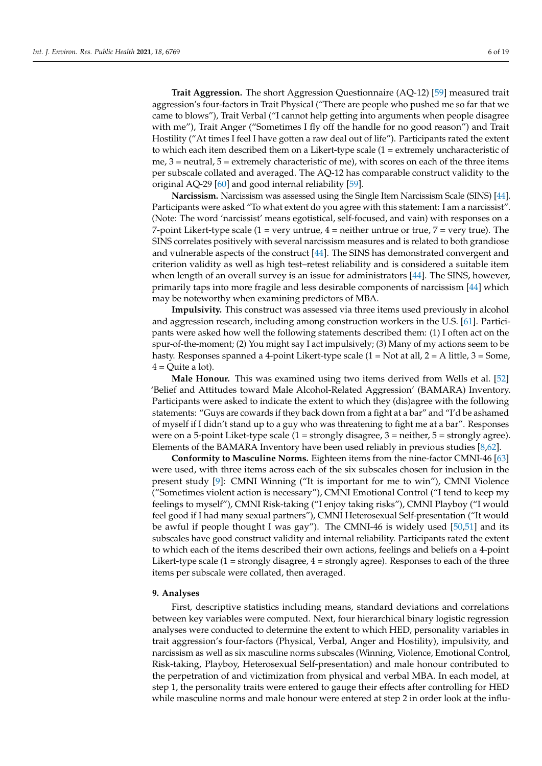**Trait Aggression.** The short Aggression Questionnaire (AQ-12) [59] measured trait aggression's four-factors in Trait Physical ("There are people who pushed me so far that we came to blows"), Trait Verbal ("I cannot help getting into arguments when people disagree with me"), Trait Anger ("Sometimes I fly off the handle for no good reason") and Trait Hostility ("At times I feel I have gotten a raw deal out of life"). Participants rated the extent to which each item described them on a Likert-type scale (1 = extremely uncharacteristic of me, 3 = neutral, 5 = extremely characteristic of me), with scores on each of the three items per subscale collated and averaged. The AQ-12 has comparable construct validity to the original AQ-29 [60] and good internal reliability [59].

**Narcissism.** Narcissism was assessed using the Single Item Narcissism Scale (SINS) [44]. Participants were asked "To what extent do you agree with this statement: I am a narcissist". (Note: The word 'narcissist' means egotistical, self-focused, and vain) with responses on a 7-point Likert-type scale (1 = very untrue, 4 = neither untrue or true, 7 = very true). The SINS correlates positively with several narcissism measures and is related to both grandiose and vulnerable aspects of the construct [44]. The SINS has demonstrated convergent and criterion validity as well as high test–retest reliability and is considered a suitable item when length of an overall survey is an issue for administrators [44]. The SINS, however, primarily taps into more fragile and less desirable components of narcissism [44] which may be noteworthy when examining predictors of MBA.

**Impulsivity.** This construct was assessed via three items used previously in alcohol and aggression research, including among construction workers in the U.S. [61]. Participants were asked how well the following statements described them: (1) I often act on the spur-of-the-moment; (2) You might say I act impulsively; (3) Many of my actions seem to be hasty. Responses spanned a 4-point Likert-type scale (1 = Not at all, 2 = A little, 3 = Some, 4 = Quite a lot).

**Male Honour.** This was examined using two items derived from Wells et al. [52] 'Belief and Attitudes toward Male Alcohol-Related Aggression' (BAMARA) Inventory. Participants were asked to indicate the extent to which they (dis)agree with the following statements: "Guys are cowards if they back down from a fight at a bar" and "I'd be ashamed of myself if I didn't stand up to a guy who was threatening to fight me at a bar". Responses were on a 5-point Liket-type scale (1 = strongly disagree, 3 = neither, 5 = strongly agree). Elements of the BAMARA Inventory have been used reliably in previous studies [8,62].

**Conformity to Masculine Norms.** Eighteen items from the nine-factor CMNI-46 [63] were used, with three items across each of the six subscales chosen for inclusion in the present study [9]: CMNI Winning ("It is important for me to win"), CMNI Violence ("Sometimes violent action is necessary"), CMNI Emotional Control ("I tend to keep my feelings to myself"), CMNI Risk-taking ("I enjoy taking risks"), CMNI Playboy ("I would feel good if I had many sexual partners"), CMNI Heterosexual Self-presentation ("It would be awful if people thought I was gay"). The CMNI-46 is widely used [50,51] and its subscales have good construct validity and internal reliability. Participants rated the extent to which each of the items described their own actions, feelings and beliefs on a 4-point Likert-type scale (1 = strongly disagree, 4 = strongly agree). Responses to each of the three items per subscale were collated, then averaged.

## 9. Analyses

First, descriptive statistics including means, standard deviations and correlations between key variables were computed. Next, four hierarchical binary logistic regression analyses were conducted to determine the extent to which HED, personality variables in trait aggression's four-factors (Physical, Verbal, Anger and Hostility), impulsivity, and narcissism as well as six masculine norms subscales (Winning, Violence, Emotional Control, Risk-taking, Playboy, Heterosexual Self-presentation) and male honour contributed to the perpetration of and victimization from physical and verbal MBA. In each model, at step 1, the personality traits were entered to gauge their effects after controlling for HED while masculine norms and male honour were entered at step 2 in order look at the influ-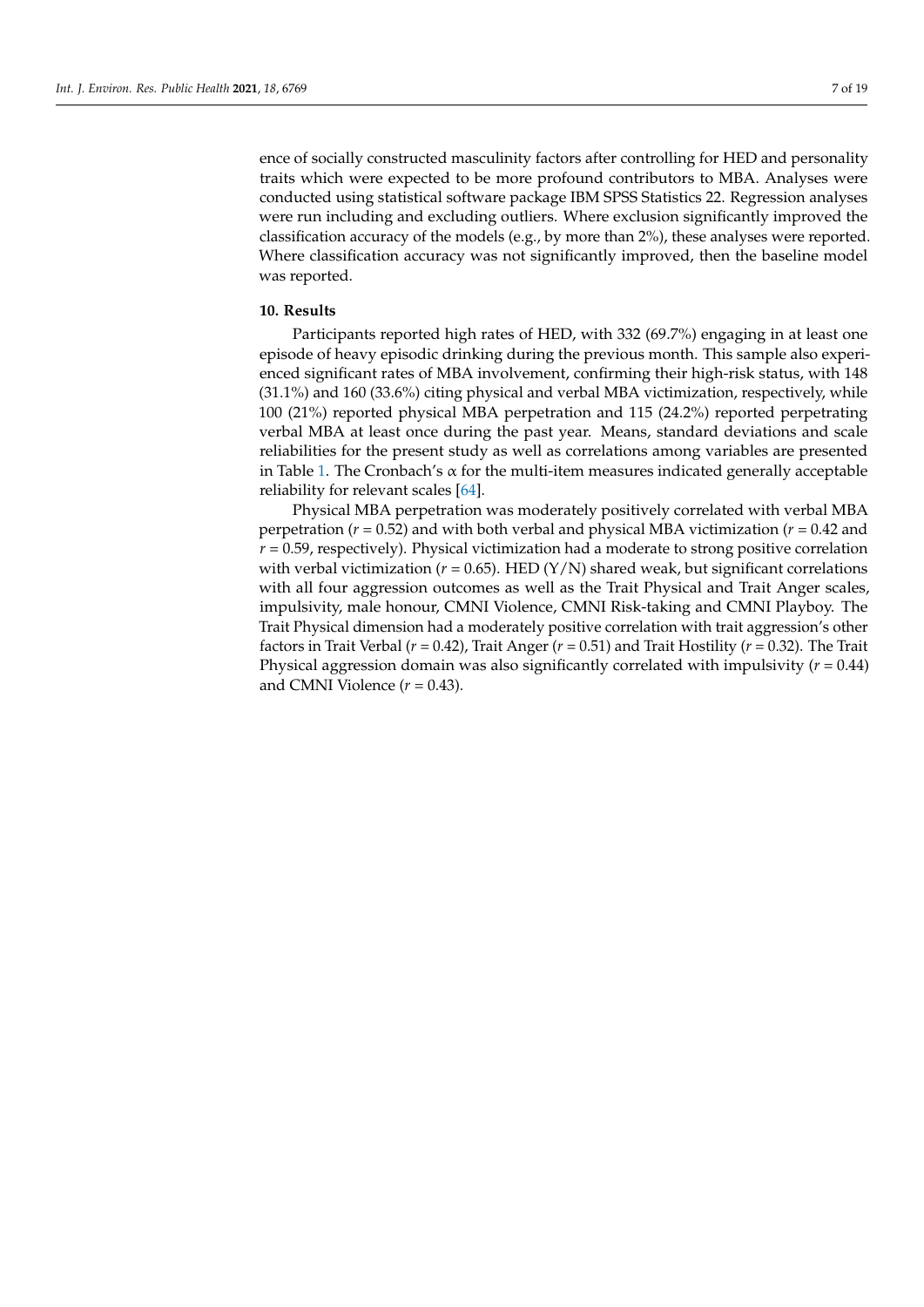ence of socially constructed masculinity factors after controlling for HED and personality traits which were expected to be more profound contributors to MBA. Analyses were conducted using statistical software package IBM SPSS Statistics 22. Regression analyses were run including and excluding outliers. Where exclusion significantly improved the classification accuracy of the models (e.g., by more than 2%), these analyses were reported. Where classification accuracy was not significantly improved, then the baseline model was reported.

## 10. Results

Participants reported high rates of HED, with 332 (69.7%) engaging in at least one episode of heavy episodic drinking during the previous month. This sample also experienced significant rates of MBA involvement, confirming their high-risk status, with 148 (31.1%) and 160 (33.6%) citing physical and verbal MBA victimization, respectively, while 100 (21%) reported physical MBA perpetration and 115 (24.2%) reported perpetrating verbal MBA at least once during the past year. Means, standard deviations and scale reliabilities for the present study as well as correlations among variables are presented in Table 1. The Cronbach's $\alpha$ for the multi-item measures indicated generally acceptable reliability for relevant scales [64].

Physical MBA perpetration was moderately positively correlated with verbal MBA perpetration ($r = 0.52$) and with both verbal and physical MBA victimization ($r = 0.42$ and $r = 0.59$, respectively). Physical victimization had a moderate to strong positive correlation with verbal victimization ($r = 0.65$). HED (Y/N) shared weak, but significant correlations with all four aggression outcomes as well as the Trait Physical and Trait Anger scales, impulsivity, male honour, CMNI Violence, CMNI Risk-taking and CMNI Playboy. The Trait Physical dimension had a moderately positive correlation with trait aggression's other factors in Trait Verbal ($r = 0.42$), Trait Anger ($r = 0.51$) and Trait Hostility ($r = 0.32$). The Trait Physical aggression domain was also significantly correlated with impulsivity ($r = 0.44$) and CMNI Violence ($r = 0.43$).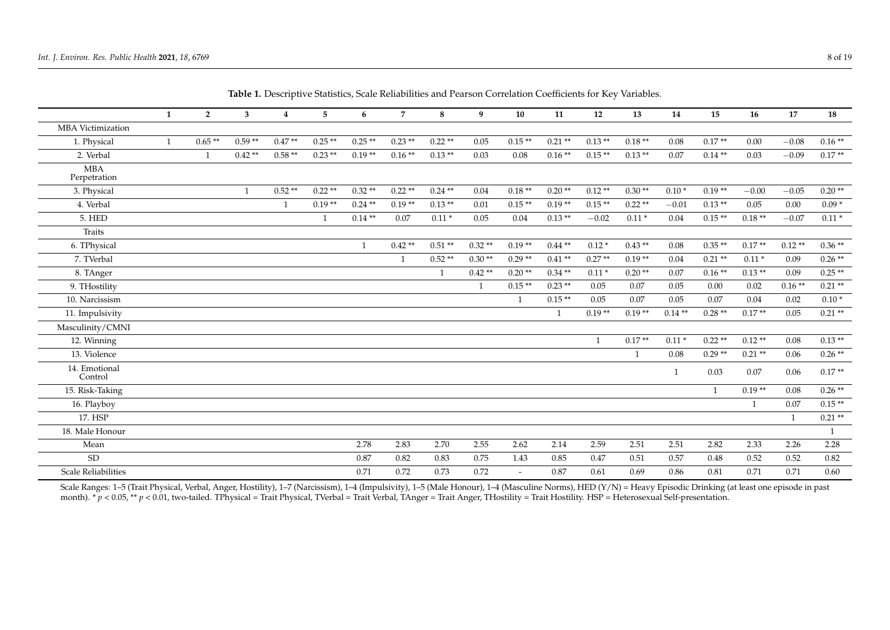**Table 1.** Descriptive Statistics, Scale Reliabilities and Pearson Correlation Coefficients for Key Variables.

| | 1 | 2 | 3 | 4 | 5 | 6 | 7 | 8 | 9 | 10 | 11 | 12 | 13 | 14 | 15 | 16 | 17 | 18 |
|---|---|---|---|---|---|---|---|---|---|---|---|---|---|---|---|---|---|---|
| MBA Victimization | | | | | | | | | | | | | | | | | | |
| 1. Physical | 1 | 0.65 ** | 0.59 ** | 0.47 ** | 0.25 ** | 0.25 ** | 0.23 ** | 0.22 ** | 0.05 | 0.15 ** | 0.21 ** | 0.13 ** | 0.18 ** | 0.08 | 0.17 ** | 0.00 | −0.08 | 0.16 ** |
| 2. Verbal | | 1 | 0.42 ** | 0.58 ** | 0.23 ** | 0.19 ** | 0.16 ** | 0.13 ** | 0.03 | 0.08 | 0.16 ** | 0.15 ** | 0.13 ** | 0.07 | 0.14 ** | 0.03 | −0.09 | 0.17 ** |
| MBA Perpetration | | | | | | | | | | | | | | | | | | |
| 3. Physical | | | 1 | 0.52 ** | 0.22 ** | 0.32 ** | 0.22 ** | 0.24 ** | 0.04 | 0.18 ** | 0.20 ** | 0.12 ** | 0.30 ** | 0.10 * | 0.19 ** | −0.00 | −0.05 | 0.20 ** |
| 4. Verbal | | | | 1 | 0.19 ** | 0.24 ** | 0.19 ** | 0.13 ** | 0.01 | 0.15 ** | 0.19 ** | 0.15 ** | 0.22 ** | −0.01 | 0.13 ** | 0.05 | 0.00 | 0.09 * |
| 5. HED | | | | | 1 | 0.14 ** | 0.07 | 0.11 * | 0.05 | 0.04 | 0.13 ** | −0.02 | 0.11 * | 0.04 | 0.15 ** | 0.18 ** | −0.07 | 0.11 * |
| Traits | | | | | | | | | | | | | | | | | | |
| 6. TPhysical | | | | | | 1 | 0.42 ** | 0.51 ** | 0.32 ** | 0.19 ** | 0.44 ** | 0.12 * | 0.43 ** | 0.08 | 0.35 ** | 0.17 ** | 0.12 ** | 0.36 ** |
| 7. TVerbal | | | | | | | 1 | 0.52 ** | 0.30 ** | 0.29 ** | 0.41 ** | 0.27 ** | 0.19 ** | 0.04 | 0.21 ** | 0.11 * | 0.09 | 0.26 ** |
| 8. TAnger | | | | | | | | 1 | 0.42 ** | 0.20 ** | 0.34 ** | 0.11 * | 0.20 ** | 0.07 | 0.16 ** | 0.13 ** | 0.09 | 0.25 ** |
| 9. THostility | | | | | | | | | 1 | 0.15 ** | 0.23 ** | 0.05 | 0.07 | 0.05 | 0.00 | 0.02 | 0.16 ** | 0.21 ** |
| 10. Narcissism | | | | | | | | | | 1 | 0.15 ** | 0.05 | 0.07 | 0.05 | 0.07 | 0.04 | 0.02 | 0.10 * |
| 11. Impulsivity | | | | | | | | | | | 1 | 0.19 ** | 0.19 ** | 0.14 ** | 0.28 ** | 0.17 ** | 0.05 | 0.21 ** |
| Masculinity/CMNI | | | | | | | | | | | | | | | | | | |
| 12. Winning | | | | | | | | | | | | 1 | 0.17 ** | 0.11 * | 0.22 ** | 0.12 ** | 0.08 | 0.13 ** |
| 13. Violence | | | | | | | | | | | | | 1 | 0.08 | 0.29 ** | 0.21 ** | 0.06 | 0.26 ** |
| 14. Emotional Control | | | | | | | | | | | | | | 1 | 0.03 | 0.07 | 0.06 | 0.17 ** |
| 15. Risk-Taking | | | | | | | | | | | | | | | 1 | 0.19 ** | 0.08 | 0.26 ** |
| 16. Playboy | | | | | | | | | | | | | | | | 1 | 0.07 | 0.15 ** |
| 17. HSP | | | | | | | | | | | | | | | | | 1 | 0.21 ** |
| 18. Male Honour | | | | | | | | | | | | | | | | | | 1 |
| Mean | | | | | | 2.78 | 2.83 | 2.70 | 2.55 | 2.62 | 2.14 | 2.59 | 2.51 | 2.51 | 2.82 | 2.33 | 2.26 | 2.28 |
| SD | | | | | | 0.87 | 0.82 | 0.83 | 0.75 | 1.43 | 0.85 | 0.47 | 0.51 | 0.57 | 0.48 | 0.52 | 0.52 | 0.82 |
| Scale Reliabilities | | | | | | 0.71 | 0.72 | 0.73 | 0.72 | - | 0.87 | 0.61 | 0.69 | 0.86 | 0.81 | 0.71 | 0.71 | 0.60 |

Scale Ranges: 1–5 (Trait Physical, Verbal, Anger, Hostility), 1–7 (Narcissism), 1–4 (Impulsivity), 1–5 (Male Honour), 1–4 (Masculine Norms), HED (Y/N) = Heavy Episodic Drinking (at least one episode in past month). * $p < 0.05$, ** $p < 0.01$, two-tailed. TPhysical = Trait Physical, TVerbal = Trait Verbal, TAnger = Trait Anger, THostility = Trait Hostility. HSP = Heterosexual Self-presentation.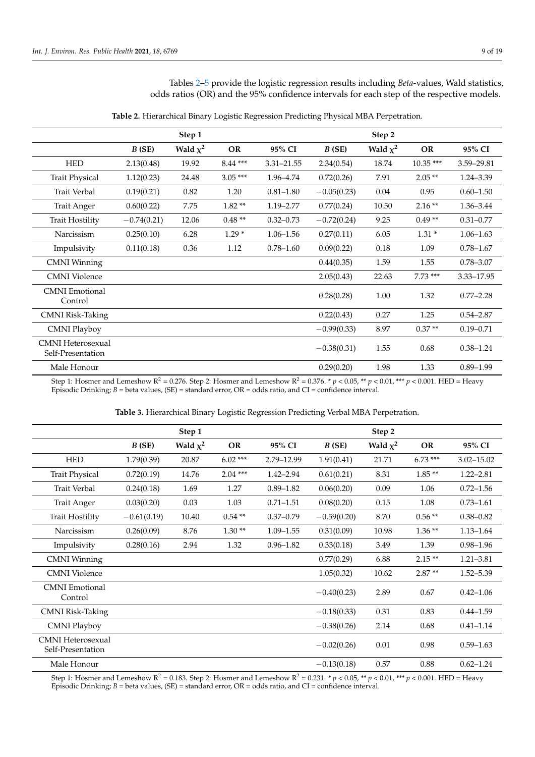Tables 2–5 provide the logistic regression results including *Beta*-values, Wald statistics, odds ratios (OR) and the 95% confidence intervals for each step of the respective models.

**Table 2.** Hierarchical Binary Logistic Regression Predicting Physical MBA Perpetration.

| | Step 1 | | | | Step 2 | | | |
|---|---|---|---|---|---|---|---|---|
| | *B* (SE) | Wald $\chi^2$ | OR | 95% CI | *B* (SE) | Wald $\chi^2$ | OR | 95% CI |
| HED | 2.13(0.48) | 19.92 | 8.44 *** | 3.31–21.55 | 2.34(0.54) | 18.74 | 10.35 *** | 3.59–29.81 |
| Trait Physical | 1.12(0.23) | 24.48 | 3.05 *** | 1.96–4.74 | 0.72(0.26) | 7.91 | 2.05 ** | 1.24–3.39 |
| Trait Verbal | 0.19(0.21) | 0.82 | 1.20 | 0.81–1.80 | −0.05(0.23) | 0.04 | 0.95 | 0.60–1.50 |
| Trait Anger | 0.60(0.22) | 7.75 | 1.82 ** | 1.19–2.77 | 0.77(0.24) | 10.50 | 2.16 ** | 1.36–3.44 |
| Trait Hostility | −0.74(0.21) | 12.06 | 0.48 ** | 0.32–0.73 | −0.72(0.24) | 9.25 | 0.49 ** | 0.31–0.77 |
| Narcissism | 0.25(0.10) | 6.28 | 1.29 * | 1.06–1.56 | 0.27(0.11) | 6.05 | 1.31 * | 1.06–1.63 |
| Impulsivity | 0.11(0.18) | 0.36 | 1.12 | 0.78–1.60 | 0.09(0.22) | 0.18 | 1.09 | 0.78–1.67 |
| CMNI Winning | | | | | 0.44(0.35) | 1.59 | 1.55 | 0.78–3.07 |
| CMNI Violence | | | | | 2.05(0.43) | 22.63 | 7.73 *** | 3.33–17.95 |
| CMNI Emotional Control | | | | | 0.28(0.28) | 1.00 | 1.32 | 0.77–2.28 |
| CMNI Risk-Taking | | | | | 0.22(0.43) | 0.27 | 1.25 | 0.54–2.87 |
| CMNI Playboy | | | | | −0.99(0.33) | 8.97 | 0.37 ** | 0.19–0.71 |
| CMNI Heterosexual Self-Presentation | | | | | −0.38(0.31) | 1.55 | 0.68 | 0.38–1.24 |
| Male Honour | | | | | 0.29(0.20) | 1.98 | 1.33 | 0.89–1.99 |

Step 1: Hosmer and Lemeshow $R^2 = 0.276$. Step 2: Hosmer and Lemeshow $R^2 = 0.376$. * $p < 0.05$, ** $p < 0.01$, *** $p < 0.001$. HED = Heavy Episodic Drinking; *B* = beta values, (SE) = standard error, OR = odds ratio, and CI = confidence interval.

**Table 3.** Hierarchical Binary Logistic Regression Predicting Verbal MBA Perpetration.

| | Step 1 | | | | Step 2 | | | |
|---|---|---|---|---|---|---|---|---|
| | *B* (SE) | Wald $\chi^2$ | OR | 95% CI | *B* (SE) | Wald $\chi^2$ | OR | 95% CI |
| HED | 1.79(0.39) | 20.87 | 6.02 *** | 2.79–12.99 | 1.91(0.41) | 21.71 | 6.73 *** | 3.02–15.02 |
| Trait Physical | 0.72(0.19) | 14.76 | 2.04 *** | 1.42–2.94 | 0.61(0.21) | 8.31 | 1.85 ** | 1.22–2.81 |
| Trait Verbal | 0.24(0.18) | 1.69 | 1.27 | 0.89–1.82 | 0.06(0.20) | 0.09 | 1.06 | 0.72–1.56 |
| Trait Anger | 0.03(0.20) | 0.03 | 1.03 | 0.71–1.51 | 0.08(0.20) | 0.15 | 1.08 | 0.73–1.61 |
| Trait Hostility | −0.61(0.19) | 10.40 | 0.54 ** | 0.37–0.79 | −0.59(0.20) | 8.70 | 0.56 ** | 0.38–0.82 |
| Narcissism | 0.26(0.09) | 8.76 | 1.30 ** | 1.09–1.55 | 0.31(0.09) | 10.98 | 1.36 ** | 1.13–1.64 |
| Impulsivity | 0.28(0.16) | 2.94 | 1.32 | 0.96–1.82 | 0.33(0.18) | 3.49 | 1.39 | 0.98–1.96 |
| CMNI Winning | | | | | 0.77(0.29) | 6.88 | 2.15 ** | 1.21–3.81 |
| CMNI Violence | | | | | 1.05(0.32) | 10.62 | 2.87 ** | 1.52–5.39 |
| CMNI Emotional Control | | | | | −0.40(0.23) | 2.89 | 0.67 | 0.42–1.06 |
| CMNI Risk-Taking | | | | | −0.18(0.33) | 0.31 | 0.83 | 0.44–1.59 |
| CMNI Playboy | | | | | −0.38(0.26) | 2.14 | 0.68 | 0.41–1.14 |
| CMNI Heterosexual Self-Presentation | | | | | −0.02(0.26) | 0.01 | 0.98 | 0.59–1.63 |
| Male Honour | | | | | −0.13(0.18) | 0.57 | 0.88 | 0.62–1.24 |

Step 1: Hosmer and Lemeshow $R^2 = 0.183$. Step 2: Hosmer and Lemeshow $R^2 = 0.231$. * $p < 0.05$, ** $p < 0.01$, *** $p < 0.001$. HED = Heavy Episodic Drinking; *B* = beta values, (SE) = standard error, OR = odds ratio, and CI = confidence interval.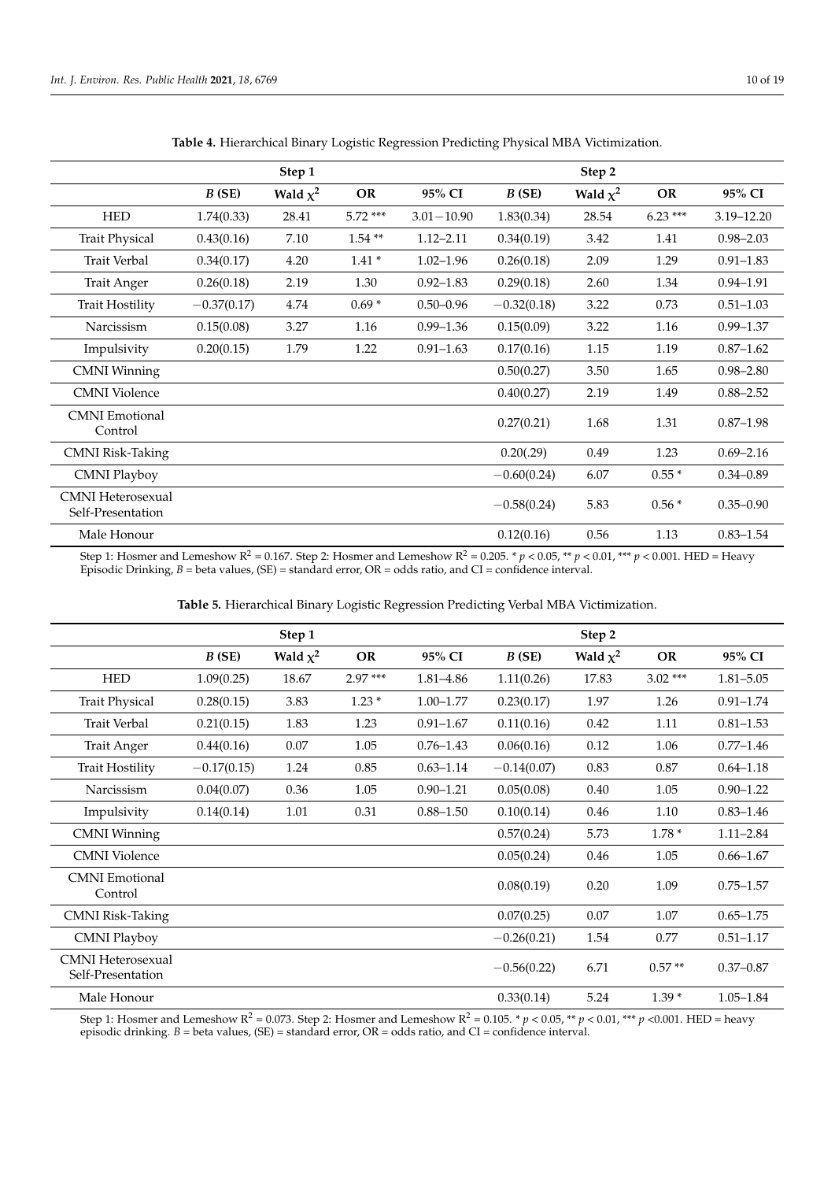**Table 4.** Hierarchical Binary Logistic Regression Predicting Physical MBA Victimization.

| | Step 1 | | | | Step 2 | | | |
|---|---|---|---|---|---|---|---|---|
| | *B* (SE) | Wald $\chi^2$ | OR | 95% CI | *B* (SE) | Wald $\chi^2$ | OR | 95% CI |
| HED | 1.74(0.33) | 28.41 | 5.72 *** | 3.01−10.90 | 1.83(0.34) | 28.54 | 6.23 *** | 3.19–12.20 |
| Trait Physical | 0.43(0.16) | 7.10 | 1.54 ** | 1.12–2.11 | 0.34(0.19) | 3.42 | 1.41 | 0.98–2.03 |
| Trait Verbal | 0.34(0.17) | 4.20 | 1.41 * | 1.02–1.96 | 0.26(0.18) | 2.09 | 1.29 | 0.91–1.83 |
| Trait Anger | 0.26(0.18) | 2.19 | 1.30 | 0.92–1.83 | 0.29(0.18) | 2.60 | 1.34 | 0.94–1.91 |
| Trait Hostility | −0.37(0.17) | 4.74 | 0.69 * | 0.50–0.96 | −0.32(0.18) | 3.22 | 0.73 | 0.51–1.03 |
| Narcissism | 0.15(0.08) | 3.27 | 1.16 | 0.99–1.36 | 0.15(0.09) | 3.22 | 1.16 | 0.99–1.37 |
| Impulsivity | 0.20(0.15) | 1.79 | 1.22 | 0.91–1.63 | 0.17(0.16) | 1.15 | 1.19 | 0.87–1.62 |
| CMNI Winning | | | | | 0.50(0.27) | 3.50 | 1.65 | 0.98–2.80 |
| CMNI Violence | | | | | 0.40(0.27) | 2.19 | 1.49 | 0.88–2.52 |
| CMNI Emotional Control | | | | | 0.27(0.21) | 1.68 | 1.31 | 0.87–1.98 |
| CMNI Risk-Taking | | | | | 0.20(.29) | 0.49 | 1.23 | 0.69–2.16 |
| CMNI Playboy | | | | | −0.60(0.24) | 6.07 | 0.55 * | 0.34–0.89 |
| CMNI Heterosexual Self-Presentation | | | | | −0.58(0.24) | 5.83 | 0.56 * | 0.35–0.90 |
| Male Honour | | | | | 0.12(0.16) | 0.56 | 1.13 | 0.83–1.54 |

Step 1: Hosmer and Lemeshow $R^2 = 0.167$. Step 2: Hosmer and Lemeshow $R^2 = 0.205$. * $p < 0.05$, ** $p < 0.01$, *** $p < 0.001$. HED = Heavy Episodic Drinking, *B* = beta values, (SE) = standard error, OR = odds ratio, and CI = confidence interval.

**Table 5.** Hierarchical Binary Logistic Regression Predicting Verbal MBA Victimization.

| | Step 1 | | | | Step 2 | | | |
|---|---|---|---|---|---|---|---|---|
| | *B* (SE) | Wald $\chi^2$ | OR | 95% CI | *B* (SE) | Wald $\chi^2$ | OR | 95% CI |
| HED | 1.09(0.25) | 18.67 | 2.97 *** | 1.81–4.86 | 1.11(0.26) | 17.83 | 3.02 *** | 1.81–5.05 |
| Trait Physical | 0.28(0.15) | 3.83 | 1.23 * | 1.00–1.77 | 0.23(0.17) | 1.97 | 1.26 | 0.91–1.74 |
| Trait Verbal | 0.21(0.15) | 1.83 | 1.23 | 0.91–1.67 | 0.11(0.16) | 0.42 | 1.11 | 0.81–1.53 |
| Trait Anger | 0.44(0.16) | 0.07 | 1.05 | 0.76–1.43 | 0.06(0.16) | 0.12 | 1.06 | 0.77–1.46 |
| Trait Hostility | −0.17(0.15) | 1.24 | 0.85 | 0.63–1.14 | −0.14(0.07) | 0.83 | 0.87 | 0.64–1.18 |
| Narcissism | 0.04(0.07) | 0.36 | 1.05 | 0.90–1.21 | 0.05(0.08) | 0.40 | 1.05 | 0.90–1.22 |
| Impulsivity | 0.14(0.14) | 1.01 | 0.31 | 0.88–1.50 | 0.10(0.14) | 0.46 | 1.10 | 0.83–1.46 |
| CMNI Winning | | | | | 0.57(0.24) | 5.73 | 1.78 * | 1.11–2.84 |
| CMNI Violence | | | | | 0.05(0.24) | 0.46 | 1.05 | 0.66–1.67 |
| CMNI Emotional Control | | | | | 0.08(0.19) | 0.20 | 1.09 | 0.75–1.57 |
| CMNI Risk-Taking | | | | | 0.07(0.25) | 0.07 | 1.07 | 0.65–1.75 |
| CMNI Playboy | | | | | −0.26(0.21) | 1.54 | 0.77 | 0.51–1.17 |
| CMNI Heterosexual Self-Presentation | | | | | −0.56(0.22) | 6.71 | 0.57 ** | 0.37–0.87 |
| Male Honour | | | | | 0.33(0.14) | 5.24 | 1.39 * | 1.05–1.84 |

Step 1: Hosmer and Lemeshow $R^2 = 0.073$. Step 2: Hosmer and Lemeshow $R^2 = 0.105$. * $p < 0.05$, ** $p < 0.01$, *** $p < 0.001$. HED = heavy episodic drinking. *B* = beta values, (SE) = standard error, OR = odds ratio, and CI = confidence interval.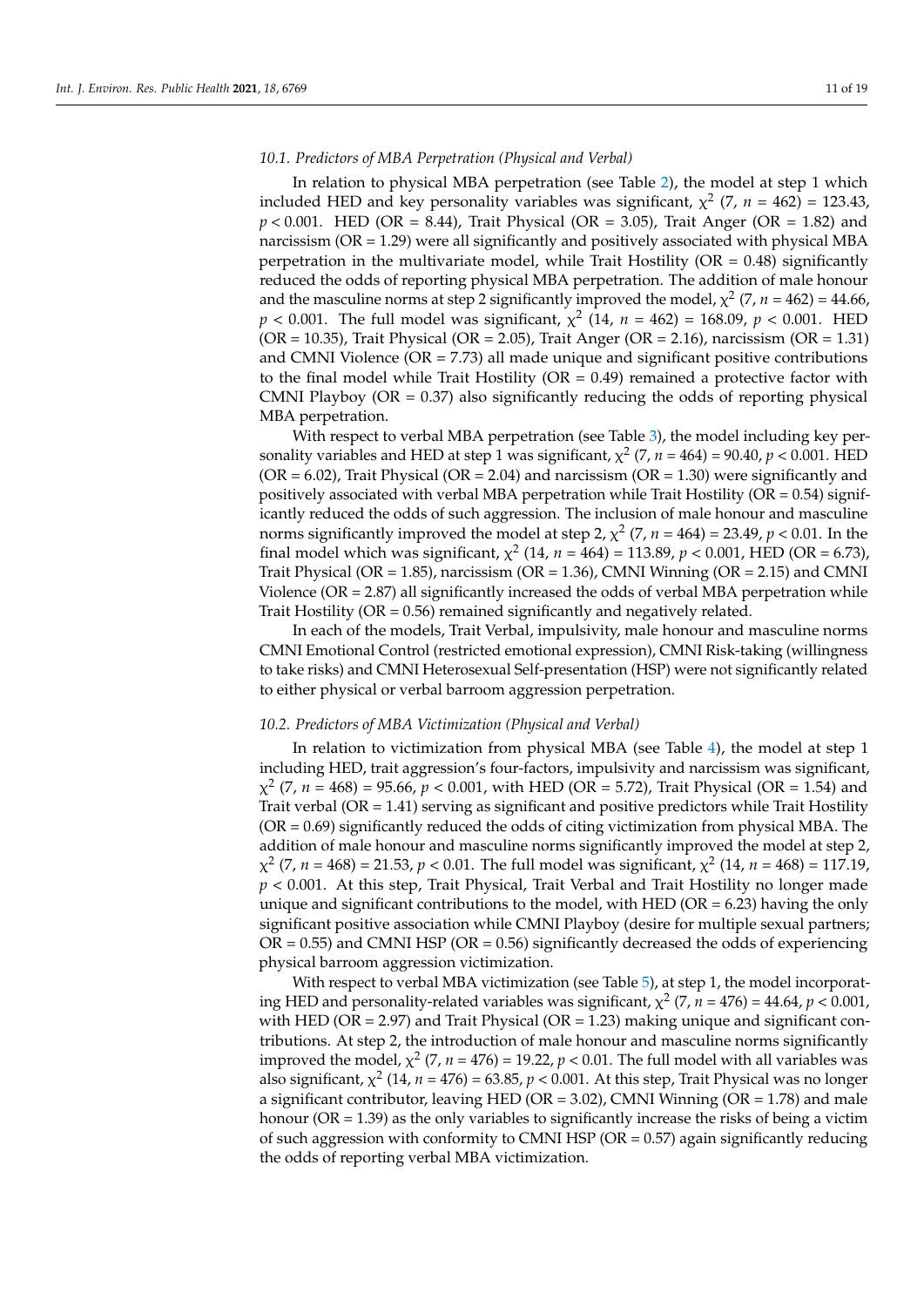### 10.1. Predictors of MBA Perpetration (Physical and Verbal)

In relation to physical MBA perpetration (see Table 2), the model at step 1 which included HED and key personality variables was significant, $\chi^2$ (7, $n$ = 462) = 123.43, $p < 0.001$. HED (OR = 8.44), Trait Physical (OR = 3.05), Trait Anger (OR = 1.82) and narcissism (OR = 1.29) were all significantly and positively associated with physical MBA perpetration in the multivariate model, while Trait Hostility (OR = 0.48) significantly reduced the odds of reporting physical MBA perpetration. The addition of male honour and the masculine norms at step 2 significantly improved the model, $\chi^2$ (7, $n$ = 462) = 44.66, $p < 0.001$. The full model was significant, $\chi^2$ (14, $n$ = 462) = 168.09, $p < 0.001$. HED (OR = 10.35), Trait Physical (OR = 2.05), Trait Anger (OR = 2.16), narcissism (OR = 1.31) and CMNI Violence (OR = 7.73) all made unique and significant positive contributions to the final model while Trait Hostility (OR = 0.49) remained a protective factor with CMNI Playboy (OR = 0.37) also significantly reducing the odds of reporting physical MBA perpetration.

With respect to verbal MBA perpetration (see Table 3), the model including key personality variables and HED at step 1 was significant, $\chi^2$ (7, $n$ = 464) = 90.40, $p < 0.001$. HED (OR = 6.02), Trait Physical (OR = 2.04) and narcissism (OR = 1.30) were significantly and positively associated with verbal MBA perpetration while Trait Hostility (OR = 0.54) significantly reduced the odds of such aggression. The inclusion of male honour and masculine norms significantly improved the model at step 2, $\chi^2$ (7, $n$ = 464) = 23.49, $p < 0.01$. In the final model which was significant, $\chi^2$ (14, $n$ = 464) = 113.89, $p < 0.001$, HED (OR = 6.73), Trait Physical (OR = 1.85), narcissism (OR = 1.36), CMNI Winning (OR = 2.15) and CMNI Violence (OR = 2.87) all significantly increased the odds of verbal MBA perpetration while Trait Hostility (OR = 0.56) remained significantly and negatively related.

In each of the models, Trait Verbal, impulsivity, male honour and masculine norms CMNI Emotional Control (restricted emotional expression), CMNI Risk-taking (willingness to take risks) and CMNI Heterosexual Self-presentation (HSP) were not significantly related to either physical or verbal barroom aggression perpetration.

### 10.2. Predictors of MBA Victimization (Physical and Verbal)

In relation to victimization from physical MBA (see Table 4), the model at step 1 including HED, trait aggression's four-factors, impulsivity and narcissism was significant, $\chi^2$ (7, $n$ = 468) = 95.66, $p < 0.001$, with HED (OR = 5.72), Trait Physical (OR = 1.54) and Trait verbal (OR = 1.41) serving as significant and positive predictors while Trait Hostility (OR = 0.69) significantly reduced the odds of citing victimization from physical MBA. The addition of male honour and masculine norms significantly improved the model at step 2, $\chi^2$ (7, $n$ = 468) = 21.53, $p < 0.01$. The full model was significant, $\chi^2$ (14, $n$ = 468) = 117.19, $p < 0.001$. At this step, Trait Physical, Trait Verbal and Trait Hostility no longer made unique and significant contributions to the model, with HED (OR = 6.23) having the only significant positive association while CMNI Playboy (desire for multiple sexual partners; OR = 0.55) and CMNI HSP (OR = 0.56) significantly decreased the odds of experiencing physical barroom aggression victimization.

With respect to verbal MBA victimization (see Table 5), at step 1, the model incorporating HED and personality-related variables was significant, $\chi^2$ (7, $n$ = 476) = 44.64, $p < 0.001$, with HED (OR = 2.97) and Trait Physical (OR = 1.23) making unique and significant contributions. At step 2, the introduction of male honour and masculine norms significantly improved the model, $\chi^2$ (7, $n$ = 476) = 19.22, $p < 0.01$. The full model with all variables was also significant, $\chi^2$ (14, $n$ = 476) = 63.85, $p < 0.001$. At this step, Trait Physical was no longer a significant contributor, leaving HED (OR = 3.02), CMNI Winning (OR = 1.78) and male honour (OR = 1.39) as the only variables to significantly increase the risks of being a victim of such aggression with conformity to CMNI HSP (OR = 0.57) again significantly reducing the odds of reporting verbal MBA victimization.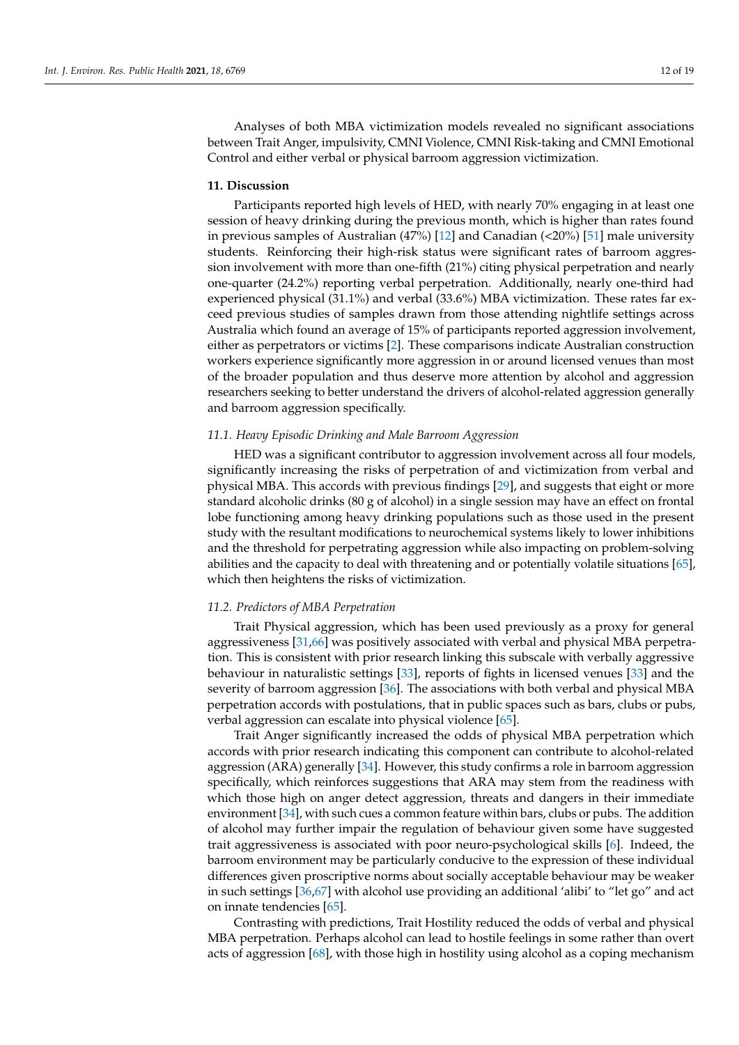Analyses of both MBA victimization models revealed no significant associations between Trait Anger, impulsivity, CMNI Violence, CMNI Risk-taking and CMNI Emotional Control and either verbal or physical barroom aggression victimization.

## 11. Discussion

Participants reported high levels of HED, with nearly 70% engaging in at least one session of heavy drinking during the previous month, which is higher than rates found in previous samples of Australian (47%) [12] and Canadian (<20%) [51] male university students. Reinforcing their high-risk status were significant rates of barroom aggression involvement with more than one-fifth (21%) citing physical perpetration and nearly one-quarter (24.2%) reporting verbal perpetration. Additionally, nearly one-third had experienced physical (31.1%) and verbal (33.6%) MBA victimization. These rates far exceed previous studies of samples drawn from those attending nightlife settings across Australia which found an average of 15% of participants reported aggression involvement, either as perpetrators or victims [2]. These comparisons indicate Australian construction workers experience significantly more aggression in or around licensed venues than most of the broader population and thus deserve more attention by alcohol and aggression researchers seeking to better understand the drivers of alcohol-related aggression generally and barroom aggression specifically.

### *11.1. Heavy Episodic Drinking and Male Barroom Aggression*

HED was a significant contributor to aggression involvement across all four models, significantly increasing the risks of perpetration of and victimization from verbal and physical MBA. This accords with previous findings [29], and suggests that eight or more standard alcoholic drinks (80 g of alcohol) in a single session may have an effect on frontal lobe functioning among heavy drinking populations such as those used in the present study with the resultant modifications to neurochemical systems likely to lower inhibitions and the threshold for perpetrating aggression while also impacting on problem-solving abilities and the capacity to deal with threatening and or potentially volatile situations [65], which then heightens the risks of victimization.

### *11.2. Predictors of MBA Perpetration*

Trait Physical aggression, which has been used previously as a proxy for general aggressiveness [31,66] was positively associated with verbal and physical MBA perpetration. This is consistent with prior research linking this subscale with verbally aggressive behaviour in naturalistic settings [33], reports of fights in licensed venues [33] and the severity of barroom aggression [36]. The associations with both verbal and physical MBA perpetration accords with postulations, that in public spaces such as bars, clubs or pubs, verbal aggression can escalate into physical violence [65].

Trait Anger significantly increased the odds of physical MBA perpetration which accords with prior research indicating this component can contribute to alcohol-related aggression (ARA) generally [34]. However, this study confirms a role in barroom aggression specifically, which reinforces suggestions that ARA may stem from the readiness with which those high on anger detect aggression, threats and dangers in their immediate environment [34], with such cues a common feature within bars, clubs or pubs. The addition of alcohol may further impair the regulation of behaviour given some have suggested trait aggressiveness is associated with poor neuro-psychological skills [6]. Indeed, the barroom environment may be particularly conducive to the expression of these individual differences given proscriptive norms about socially acceptable behaviour may be weaker in such settings [36,67] with alcohol use providing an additional 'alibi' to "let go" and act on innate tendencies [65].

Contrasting with predictions, Trait Hostility reduced the odds of verbal and physical MBA perpetration. Perhaps alcohol can lead to hostile feelings in some rather than overt acts of aggression [68], with those high in hostility using alcohol as a coping mechanism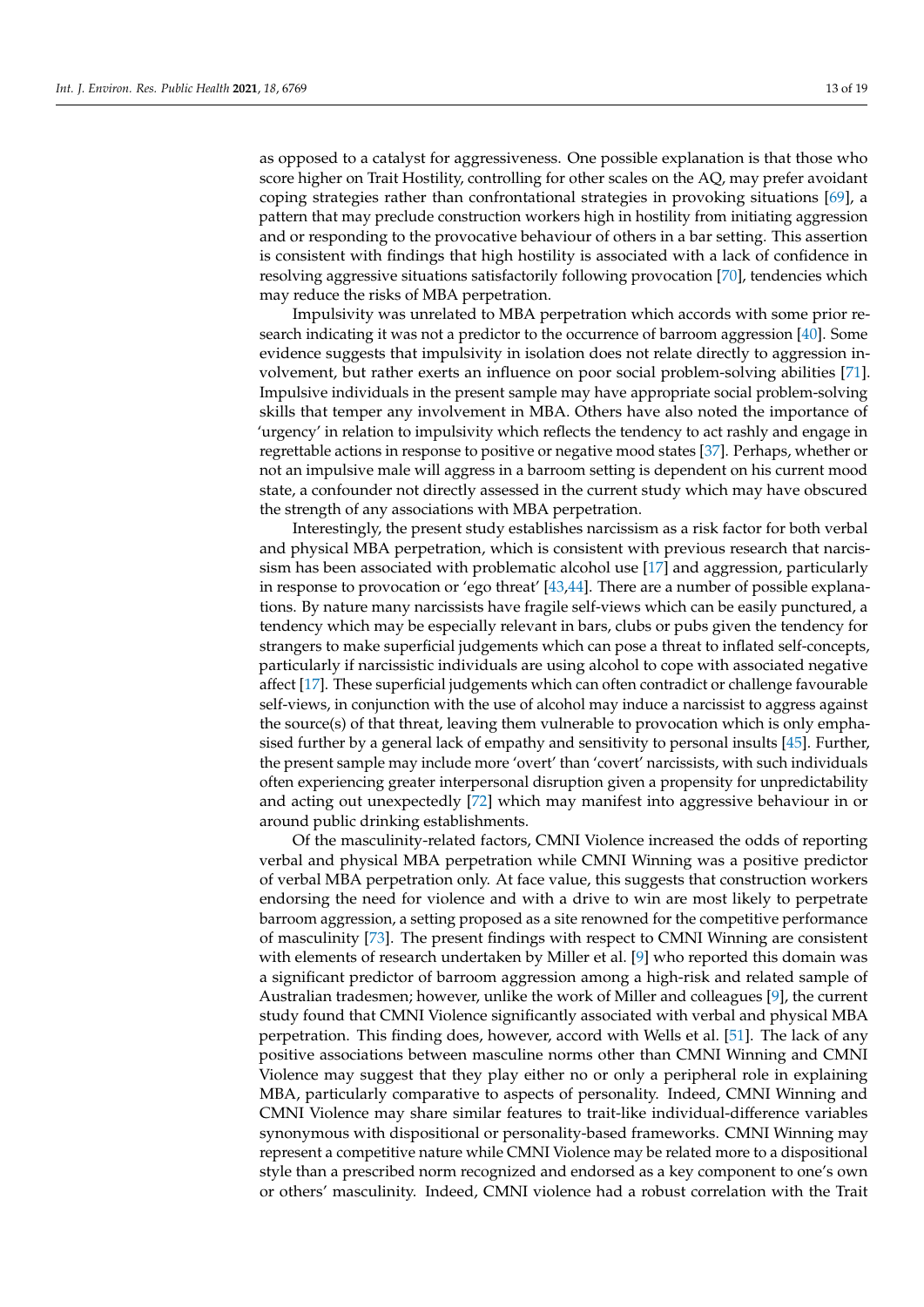as opposed to a catalyst for aggressiveness. One possible explanation is that those who score higher on Trait Hostility, controlling for other scales on the AQ, may prefer avoidant coping strategies rather than confrontational strategies in provoking situations [69], a pattern that may preclude construction workers high in hostility from initiating aggression and or responding to the provocative behaviour of others in a bar setting. This assertion is consistent with findings that high hostility is associated with a lack of confidence in resolving aggressive situations satisfactorily following provocation [70], tendencies which may reduce the risks of MBA perpetration.

Impulsivity was unrelated to MBA perpetration which accords with some prior research indicating it was not a predictor to the occurrence of barroom aggression [40]. Some evidence suggests that impulsivity in isolation does not relate directly to aggression involvement, but rather exerts an influence on poor social problem-solving abilities [71]. Impulsive individuals in the present sample may have appropriate social problem-solving skills that temper any involvement in MBA. Others have also noted the importance of 'urgency' in relation to impulsivity which reflects the tendency to act rashly and engage in regrettable actions in response to positive or negative mood states [37]. Perhaps, whether or not an impulsive male will aggress in a barroom setting is dependent on his current mood state, a confounder not directly assessed in the current study which may have obscured the strength of any associations with MBA perpetration.

Interestingly, the present study establishes narcissism as a risk factor for both verbal and physical MBA perpetration, which is consistent with previous research that narcissism has been associated with problematic alcohol use [17] and aggression, particularly in response to provocation or 'ego threat' [43,44]. There are a number of possible explanations. By nature many narcissists have fragile self-views which can be easily punctured, a tendency which may be especially relevant in bars, clubs or pubs given the tendency for strangers to make superficial judgements which can pose a threat to inflated self-concepts, particularly if narcissistic individuals are using alcohol to cope with associated negative affect [17]. These superficial judgements which can often contradict or challenge favourable self-views, in conjunction with the use of alcohol may induce a narcissist to aggress against the source(s) of that threat, leaving them vulnerable to provocation which is only emphasised further by a general lack of empathy and sensitivity to personal insults [45]. Further, the present sample may include more 'overt' than 'covert' narcissists, with such individuals often experiencing greater interpersonal disruption given a propensity for unpredictability and acting out unexpectedly [72] which may manifest into aggressive behaviour in or around public drinking establishments.

Of the masculinity-related factors, CMNI Violence increased the odds of reporting verbal and physical MBA perpetration while CMNI Winning was a positive predictor of verbal MBA perpetration only. At face value, this suggests that construction workers endorsing the need for violence and with a drive to win are most likely to perpetrate barroom aggression, a setting proposed as a site renowned for the competitive performance of masculinity [73]. The present findings with respect to CMNI Winning are consistent with elements of research undertaken by Miller et al. [9] who reported this domain was a significant predictor of barroom aggression among a high-risk and related sample of Australian tradesmen; however, unlike the work of Miller and colleagues [9], the current study found that CMNI Violence significantly associated with verbal and physical MBA perpetration. This finding does, however, accord with Wells et al. [51]. The lack of any positive associations between masculine norms other than CMNI Winning and CMNI Violence may suggest that they play either no or only a peripheral role in explaining MBA, particularly comparative to aspects of personality. Indeed, CMNI Winning and CMNI Violence may share similar features to trait-like individual-difference variables synonymous with dispositional or personality-based frameworks. CMNI Winning may represent a competitive nature while CMNI Violence may be related more to a dispositional style than a prescribed norm recognized and endorsed as a key component to one's own or others' masculinity. Indeed, CMNI violence had a robust correlation with the Trait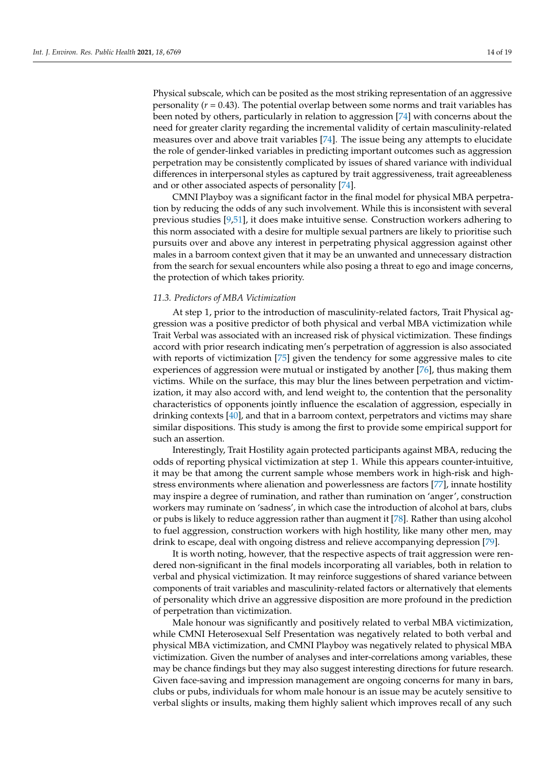Physical subscale, which can be posited as the most striking representation of an aggressive personality ($r = 0.43$). The potential overlap between some norms and trait variables has been noted by others, particularly in relation to aggression [74] with concerns about the need for greater clarity regarding the incremental validity of certain masculinity-related measures over and above trait variables [74]. The issue being any attempts to elucidate the role of gender-linked variables in predicting important outcomes such as aggression perpetration may be consistently complicated by issues of shared variance with individual differences in interpersonal styles as captured by trait aggressiveness, trait agreeableness and or other associated aspects of personality [74].

CMNI Playboy was a significant factor in the final model for physical MBA perpetration by reducing the odds of any such involvement. While this is inconsistent with several previous studies [9,51], it does make intuitive sense. Construction workers adhering to this norm associated with a desire for multiple sexual partners are likely to prioritise such pursuits over and above any interest in perpetrating physical aggression against other males in a barroom context given that it may be an unwanted and unnecessary distraction from the search for sexual encounters while also posing a threat to ego and image concerns, the protection of which takes priority.

### *11.3. Predictors of MBA Victimization*

At step 1, prior to the introduction of masculinity-related factors, Trait Physical aggression was a positive predictor of both physical and verbal MBA victimization while Trait Verbal was associated with an increased risk of physical victimization. These findings accord with prior research indicating men's perpetration of aggression is also associated with reports of victimization [75] given the tendency for some aggressive males to cite experiences of aggression were mutual or instigated by another [76], thus making them victims. While on the surface, this may blur the lines between perpetration and victimization, it may also accord with, and lend weight to, the contention that the personality characteristics of opponents jointly influence the escalation of aggression, especially in drinking contexts [40], and that in a barroom context, perpetrators and victims may share similar dispositions. This study is among the first to provide some empirical support for such an assertion.

Interestingly, Trait Hostility again protected participants against MBA, reducing the odds of reporting physical victimization at step 1. While this appears counter-intuitive, it may be that among the current sample whose members work in high-risk and high-stress environments where alienation and powerlessness are factors [77], innate hostility may inspire a degree of rumination, and rather than rumination on 'anger', construction workers may ruminate on 'sadness', in which case the introduction of alcohol at bars, clubs or pubs is likely to reduce aggression rather than augment it [78]. Rather than using alcohol to fuel aggression, construction workers with high hostility, like many other men, may drink to escape, deal with ongoing distress and relieve accompanying depression [79].

It is worth noting, however, that the respective aspects of trait aggression were rendered non-significant in the final models incorporating all variables, both in relation to verbal and physical victimization. It may reinforce suggestions of shared variance between components of trait variables and masculinity-related factors or alternatively that elements of personality which drive an aggressive disposition are more profound in the prediction of perpetration than victimization.

Male honour was significantly and positively related to verbal MBA victimization, while CMNI Heterosexual Self Presentation was negatively related to both verbal and physical MBA victimization, and CMNI Playboy was negatively related to physical MBA victimization. Given the number of analyses and inter-correlations among variables, these may be chance findings but they may also suggest interesting directions for future research. Given face-saving and impression management are ongoing concerns for many in bars, clubs or pubs, individuals for whom male honour is an issue may be acutely sensitive to verbal slights or insults, making them highly salient which improves recall of any such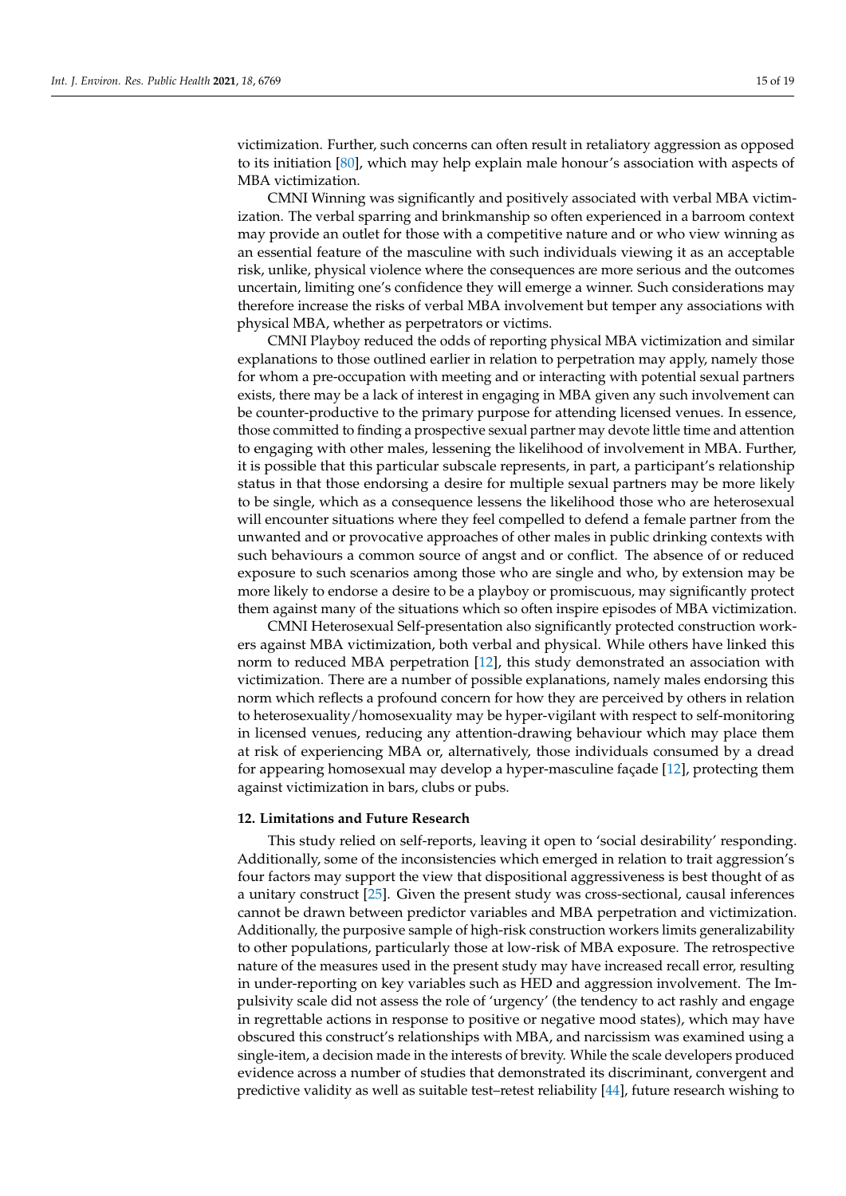victimization. Further, such concerns can often result in retaliatory aggression as opposed to its initiation [80], which may help explain male honour's association with aspects of MBA victimization.

CMNI Winning was significantly and positively associated with verbal MBA victimization. The verbal sparring and brinkmanship so often experienced in a barroom context may provide an outlet for those with a competitive nature and or who view winning as an essential feature of the masculine with such individuals viewing it as an acceptable risk, unlike, physical violence where the consequences are more serious and the outcomes uncertain, limiting one's confidence they will emerge a winner. Such considerations may therefore increase the risks of verbal MBA involvement but temper any associations with physical MBA, whether as perpetrators or victims.

CMNI Playboy reduced the odds of reporting physical MBA victimization and similar explanations to those outlined earlier in relation to perpetration may apply, namely those for whom a pre-occupation with meeting and or interacting with potential sexual partners exists, there may be a lack of interest in engaging in MBA given any such involvement can be counter-productive to the primary purpose for attending licensed venues. In essence, those committed to finding a prospective sexual partner may devote little time and attention to engaging with other males, lessening the likelihood of involvement in MBA. Further, it is possible that this particular subscale represents, in part, a participant's relationship status in that those endorsing a desire for multiple sexual partners may be more likely to be single, which as a consequence lessens the likelihood those who are heterosexual will encounter situations where they feel compelled to defend a female partner from the unwanted and or provocative approaches of other males in public drinking contexts with such behaviours a common source of angst and or conflict. The absence of or reduced exposure to such scenarios among those who are single and who, by extension may be more likely to endorse a desire to be a playboy or promiscuous, may significantly protect them against many of the situations which so often inspire episodes of MBA victimization.

CMNI Heterosexual Self-presentation also significantly protected construction workers against MBA victimization, both verbal and physical. While others have linked this norm to reduced MBA perpetration [12], this study demonstrated an association with victimization. There are a number of possible explanations, namely males endorsing this norm which reflects a profound concern for how they are perceived by others in relation to heterosexuality/homosexuality may be hyper-vigilant with respect to self-monitoring in licensed venues, reducing any attention-drawing behaviour which may place them at risk of experiencing MBA or, alternatively, those individuals consumed by a dread for appearing homosexual may develop a hyper-masculine façade [12], protecting them against victimization in bars, clubs or pubs.

## 12. Limitations and Future Research

This study relied on self-reports, leaving it open to 'social desirability' responding. Additionally, some of the inconsistencies which emerged in relation to trait aggression's four factors may support the view that dispositional aggressiveness is best thought of as a unitary construct [25]. Given the present study was cross-sectional, causal inferences cannot be drawn between predictor variables and MBA perpetration and victimization. Additionally, the purposive sample of high-risk construction workers limits generalizability to other populations, particularly those at low-risk of MBA exposure. The retrospective nature of the measures used in the present study may have increased recall error, resulting in under-reporting on key variables such as HED and aggression involvement. The Impulsivity scale did not assess the role of 'urgency' (the tendency to act rashly and engage in regrettable actions in response to positive or negative mood states), which may have obscured this construct's relationships with MBA, and narcissism was examined using a single-item, a decision made in the interests of brevity. While the scale developers produced evidence across a number of studies that demonstrated its discriminant, convergent and predictive validity as well as suitable test–retest reliability [44], future research wishing to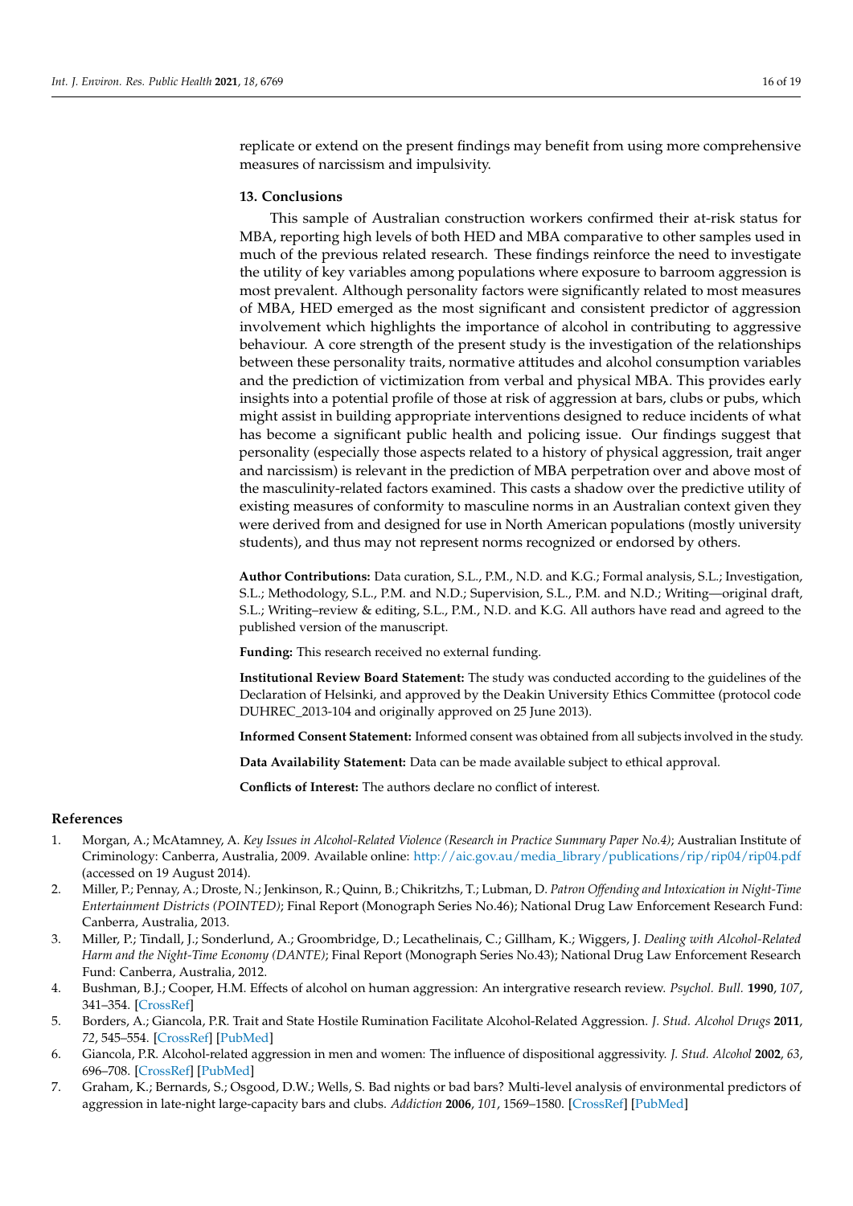replicate or extend on the present findings may benefit from using more comprehensive measures of narcissism and impulsivity.

## 13. Conclusions

This sample of Australian construction workers confirmed their at-risk status for MBA, reporting high levels of both HED and MBA comparative to other samples used in much of the previous related research. These findings reinforce the need to investigate the utility of key variables among populations where exposure to barroom aggression is most prevalent. Although personality factors were significantly related to most measures of MBA, HED emerged as the most significant and consistent predictor of aggression involvement which highlights the importance of alcohol in contributing to aggressive behaviour. A core strength of the present study is the investigation of the relationships between these personality traits, normative attitudes and alcohol consumption variables and the prediction of victimization from verbal and physical MBA. This provides early insights into a potential profile of those at risk of aggression at bars, clubs or pubs, which might assist in building appropriate interventions designed to reduce incidents of what has become a significant public health and policing issue. Our findings suggest that personality (especially those aspects related to a history of physical aggression, trait anger and narcissism) is relevant in the prediction of MBA perpetration over and above most of the masculinity-related factors examined. This casts a shadow over the predictive utility of existing measures of conformity to masculine norms in an Australian context given they were derived from and designed for use in North American populations (mostly university students), and thus may not represent norms recognized or endorsed by others.

**Author Contributions:** Data curation, S.L., P.M., N.D. and K.G.; Formal analysis, S.L.; Investigation, S.L.; Methodology, S.L., P.M. and N.D.; Supervision, S.L., P.M. and N.D.; Writing—original draft, S.L.; Writing–review & editing, S.L., P.M., N.D. and K.G. All authors have read and agreed to the published version of the manuscript.

**Funding:** This research received no external funding.

**Institutional Review Board Statement:** The study was conducted according to the guidelines of the Declaration of Helsinki, and approved by the Deakin University Ethics Committee (protocol code DUHREC_2013-104 and originally approved on 25 June 2013).

**Informed Consent Statement:** Informed consent was obtained from all subjects involved in the study.

**Data Availability Statement:** Data can be made available subject to ethical approval.

**Conflicts of Interest:** The authors declare no conflict of interest.

## References

1. Morgan, A.; McAtamney, A. *Key Issues in Alcohol-Related Violence (Research in Practice Summary Paper No.4)*; Australian Institute of Criminology: Canberra, Australia, 2009. Available online: http://aic.gov.au/media_library/publications/rip/rip04/rip04.pdf (accessed on 19 August 2014).
2. Miller, P.; Pennay, A.; Droste, N.; Jenkinson, R.; Quinn, B.; Chikritzhs, T.; Lubman, D. *Patron Offending and Intoxication in Night-Time Entertainment Districts (POINTED)*; Final Report (Monograph Series No.46); National Drug Law Enforcement Research Fund: Canberra, Australia, 2013.
3. Miller, P.; Tindall, J.; Sonderlund, A.; Groombridge, D.; Lecathelinais, C.; Gillham, K.; Wiggers, J. *Dealing with Alcohol-Related Harm and the Night-Time Economy (DANTE)*; Final Report (Monograph Series No.43); National Drug Law Enforcement Research Fund: Canberra, Australia, 2012.
4. Bushman, B.J.; Cooper, H.M. Effects of alcohol on human aggression: An intergrative research review. *Psychol. Bull.* **1990**, *107*, 341–354. [CrossRef]
5. Borders, A.; Giancola, P.R. Trait and State Hostile Rumination Facilitate Alcohol-Related Aggression. *J. Stud. Alcohol Drugs* **2011**, *72*, 545–554. [CrossRef] [PubMed]
6. Giancola, P.R. Alcohol-related aggression in men and women: The influence of dispositional aggressivity. *J. Stud. Alcohol* **2002**, *63*, 696–708. [CrossRef] [PubMed]
7. Graham, K.; Bernards, S.; Osgood, D.W.; Wells, S. Bad nights or bad bars? Multi-level analysis of environmental predictors of aggression in late-night large-capacity bars and clubs. *Addiction* **2006**, *101*, 1569–1580. [CrossRef] [PubMed]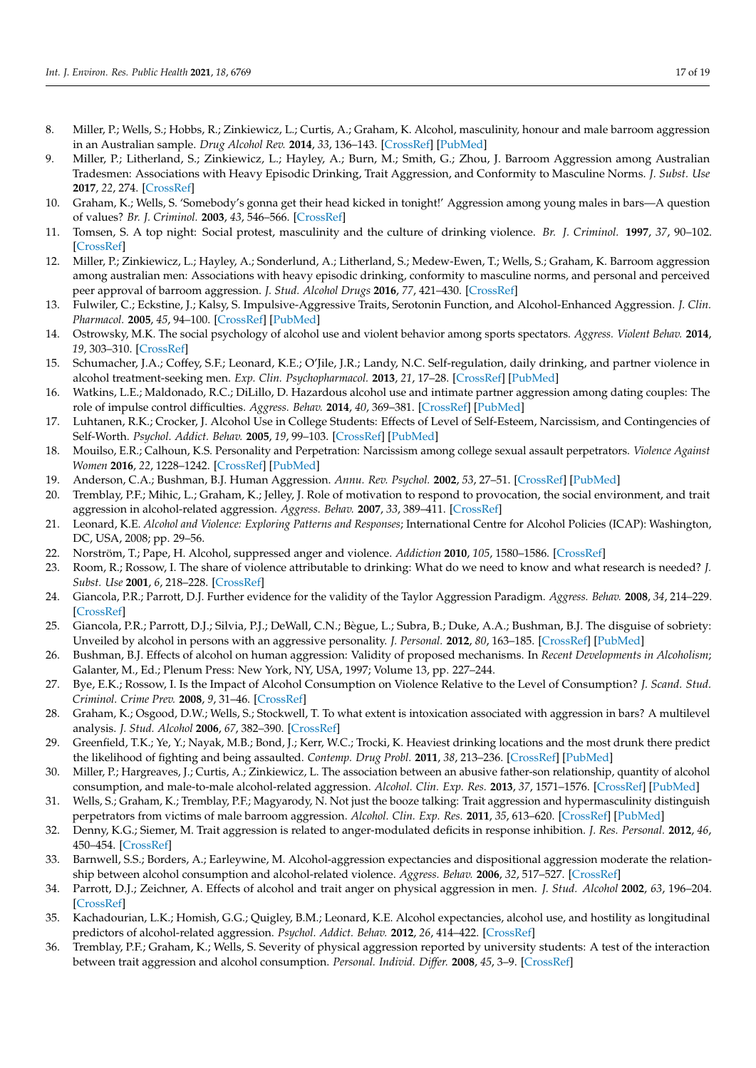8. Miller, P.; Wells, S.; Hobbs, R.; Zinkiewicz, L.; Curtis, A.; Graham, K. Alcohol, masculinity, honour and male barroom aggression in an Australian sample. *Drug Alcohol Rev.* **2014**, *33*, 136–143. [CrossRef] [PubMed]
9. Miller, P.; Litherland, S.; Zinkiewicz, L.; Hayley, A.; Burn, M.; Smith, G.; Zhou, J. Barroom Aggression among Australian Tradesmen: Associations with Heavy Episodic Drinking, Trait Aggression, and Conformity to Masculine Norms. *J. Subst. Use* **2017**, *22*, 274. [CrossRef]
10. Graham, K.; Wells, S. 'Somebody's gonna get their head kicked in tonight!' Aggression among young males in bars—A question of values? *Br. J. Criminol.* **2003**, *43*, 546–566. [CrossRef]
11. Tomsen, S. A top night: Social protest, masculinity and the culture of drinking violence. *Br. J. Criminol.* **1997**, *37*, 90–102. [CrossRef]
12. Miller, P.; Zinkiewicz, L.; Hayley, A.; Sonderlund, A.; Litherland, S.; Medew-Ewen, T.; Wells, S.; Graham, K. Barroom aggression among australian men: Associations with heavy episodic drinking, conformity to masculine norms, and personal and perceived peer approval of barroom aggression. *J. Stud. Alcohol Drugs* **2016**, *77*, 421–430. [CrossRef]
13. Fulwiler, C.; Eckstine, J.; Kalsy, S. Impulsive-Aggressive Traits, Serotonin Function, and Alcohol-Enhanced Aggression. *J. Clin. Pharmacol.* **2005**, *45*, 94–100. [CrossRef] [PubMed]
14. Ostrowsky, M.K. The social psychology of alcohol use and violent behavior among sports spectators. *Aggress. Violent Behav.* **2014**, *19*, 303–310. [CrossRef]
15. Schumacher, J.A.; Coffey, S.F.; Leonard, K.E.; O'Jile, J.R.; Landy, N.C. Self-regulation, daily drinking, and partner violence in alcohol treatment-seeking men. *Exp. Clin. Psychopharmacol.* **2013**, *21*, 17–28. [CrossRef] [PubMed]
16. Watkins, L.E.; Maldonado, R.C.; DiLillo, D. Hazardous alcohol use and intimate partner aggression among dating couples: The role of impulse control difficulties. *Aggress. Behav.* **2014**, *40*, 369–381. [CrossRef] [PubMed]
17. Luhtanen, R.K.; Crocker, J. Alcohol Use in College Students: Effects of Level of Self-Esteem, Narcissism, and Contingencies of Self-Worth. *Psychol. Addict. Behav.* **2005**, *19*, 99–103. [CrossRef] [PubMed]
18. Mouilso, E.R.; Calhoun, K.S. Personality and Perpetration: Narcissism among college sexual assault perpetrators. *Violence Against Women* **2016**, *22*, 1228–1242. [CrossRef] [PubMed]
19. Anderson, C.A.; Bushman, B.J. Human Aggression. *Annu. Rev. Psychol.* **2002**, *53*, 27–51. [CrossRef] [PubMed]
20. Tremblay, P.F.; Mihic, L.; Graham, K.; Jelley, J. Role of motivation to respond to provocation, the social environment, and trait aggression in alcohol-related aggression. *Aggress. Behav.* **2007**, *33*, 389–411. [CrossRef]
21. Leonard, K.E. *Alcohol and Violence: Exploring Patterns and Responses*; International Centre for Alcohol Policies (ICAP): Washington, DC, USA, 2008; pp. 29–56.
22. Norström, T.; Pape, H. Alcohol, suppressed anger and violence. *Addiction* **2010**, *105*, 1580–1586. [CrossRef]
23. Room, R.; Rossow, I. The share of violence attributable to drinking: What do we need to know and what research is needed? *J. Subst. Use* **2001**, *6*, 218–228. [CrossRef]
24. Giancola, P.R.; Parrott, D.J. Further evidence for the validity of the Taylor Aggression Paradigm. *Aggress. Behav.* **2008**, *34*, 214–229. [CrossRef]
25. Giancola, P.R.; Parrott, D.J.; Silvia, P.J.; DeWall, C.N.; Bègue, L.; Subra, B.; Duke, A.A.; Bushman, B.J. The disguise of sobriety: Unveiled by alcohol in persons with an aggressive personality. *J. Personal.* **2012**, *80*, 163–185. [CrossRef] [PubMed]
26. Bushman, B.J. Effects of alcohol on human aggression: Validity of proposed mechanisms. In *Recent Developments in Alcoholism*; Galanter, M., Ed.; Plenum Press: New York, NY, USA, 1997; Volume 13, pp. 227–244.
27. Bye, E.K.; Rossow, I. Is the Impact of Alcohol Consumption on Violence Relative to the Level of Consumption? *J. Scand. Stud. Criminol. Crime Prev.* **2008**, *9*, 31–46. [CrossRef]
28. Graham, K.; Osgood, D.W.; Wells, S.; Stockwell, T. To what extent is intoxication associated with aggression in bars? A multilevel analysis. *J. Stud. Alcohol* **2006**, *67*, 382–390. [CrossRef]
29. Greenfield, T.K.; Ye, Y.; Nayak, M.B.; Bond, J.; Kerr, W.C.; Trocki, K. Heaviest drinking locations and the most drunk there predict the likelihood of fighting and being assaulted. *Contemp. Drug Probl.* **2011**, *38*, 213–236. [CrossRef] [PubMed]
30. Miller, P.; Hargreaves, J.; Curtis, A.; Zinkiewicz, L. The association between an abusive father-son relationship, quantity of alcohol consumption, and male-to-male alcohol-related aggression. *Alcohol. Clin. Exp. Res.* **2013**, *37*, 1571–1576. [CrossRef] [PubMed]
31. Wells, S.; Graham, K.; Tremblay, P.F.; Magyarody, N. Not just the booze talking: Trait aggression and hypermasculinity distinguish perpetrators from victims of male barroom aggression. *Alcohol. Clin. Exp. Res.* **2011**, *35*, 613–620. [CrossRef] [PubMed]
32. Denny, K.G.; Siemer, M. Trait aggression is related to anger-modulated deficits in response inhibition. *J. Res. Personal.* **2012**, *46*, 450–454. [CrossRef]
33. Barnwell, S.S.; Borders, A.; Earleywine, M. Alcohol-aggression expectancies and dispositional aggression moderate the relationship between alcohol consumption and alcohol-related violence. *Aggress. Behav.* **2006**, *32*, 517–527. [CrossRef]
34. Parrott, D.J.; Zeichner, A. Effects of alcohol and trait anger on physical aggression in men. *J. Stud. Alcohol* **2002**, *63*, 196–204. [CrossRef]
35. Kachadourian, L.K.; Homish, G.G.; Quigley, B.M.; Leonard, K.E. Alcohol expectancies, alcohol use, and hostility as longitudinal predictors of alcohol-related aggression. *Psychol. Addict. Behav.* **2012**, *26*, 414–422. [CrossRef]
36. Tremblay, P.F.; Graham, K.; Wells, S. Severity of physical aggression reported by university students: A test of the interaction between trait aggression and alcohol consumption. *Personal. Individ. Differ.* **2008**, *45*, 3–9. [CrossRef]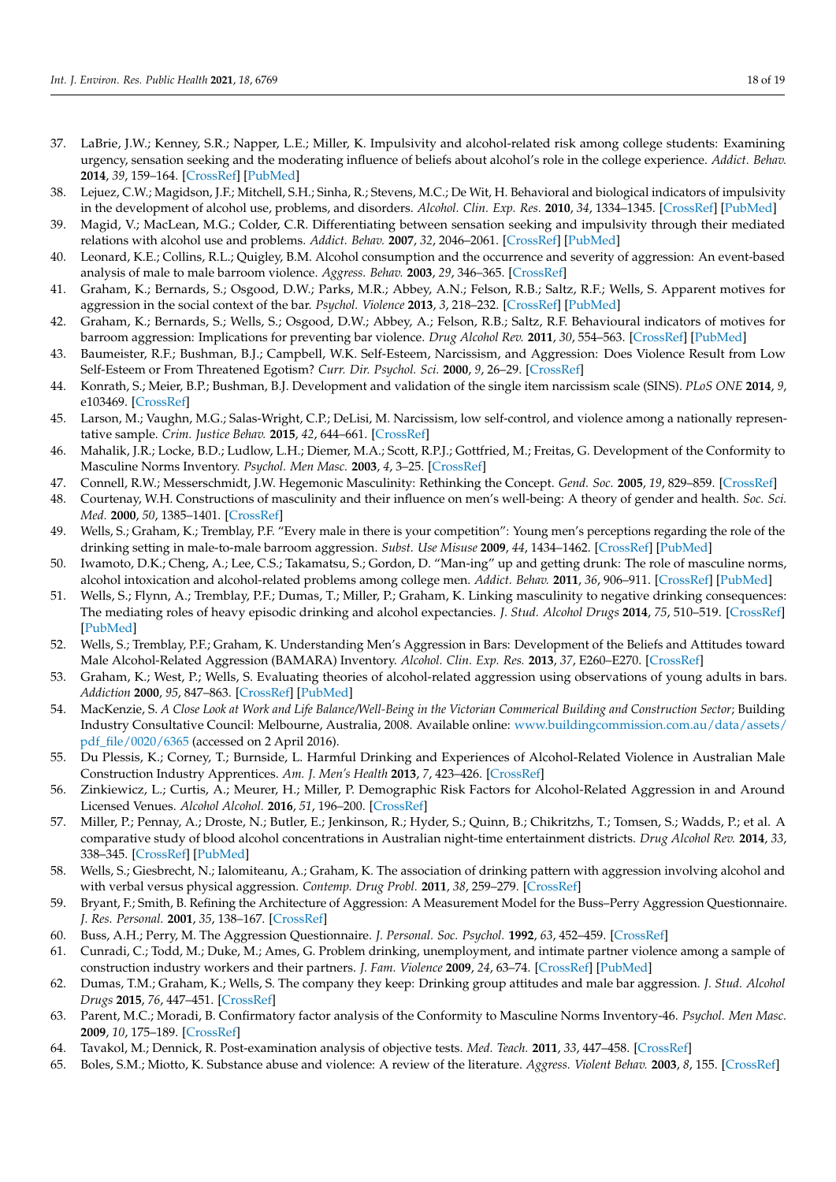37. LaBrie, J.W.; Kenney, S.R.; Napper, L.E.; Miller, K. Impulsivity and alcohol-related risk among college students: Examining urgency, sensation seeking and the moderating influence of beliefs about alcohol's role in the college experience. *Addict. Behav.* **2014**, *39*, 159–164. [CrossRef] [PubMed]
38. Lejuez, C.W.; Magidson, J.F.; Mitchell, S.H.; Sinha, R.; Stevens, M.C.; De Wit, H. Behavioral and biological indicators of impulsivity in the development of alcohol use, problems, and disorders. *Alcohol. Clin. Exp. Res.* **2010**, *34*, 1334–1345. [CrossRef] [PubMed]
39. Magid, V.; MacLean, M.G.; Colder, C.R. Differentiating between sensation seeking and impulsivity through their mediated relations with alcohol use and problems. *Addict. Behav.* **2007**, *32*, 2046–2061. [CrossRef] [PubMed]
40. Leonard, K.E.; Collins, R.L.; Quigley, B.M. Alcohol consumption and the occurrence and severity of aggression: An event-based analysis of male to male barroom violence. *Aggress. Behav.* **2003**, *29*, 346–365. [CrossRef]
41. Graham, K.; Bernards, S.; Osgood, D.W.; Parks, M.R.; Abbey, A.N.; Felson, R.B.; Saltz, R.F.; Wells, S. Apparent motives for aggression in the social context of the bar. *Psychol. Violence* **2013**, *3*, 218–232. [CrossRef] [PubMed]
42. Graham, K.; Bernards, S.; Wells, S.; Osgood, D.W.; Abbey, A.; Felson, R.B.; Saltz, R.F. Behavioural indicators of motives for barroom aggression: Implications for preventing bar violence. *Drug Alcohol Rev.* **2011**, *30*, 554–563. [CrossRef] [PubMed]
43. Baumeister, R.F.; Bushman, B.J.; Campbell, W.K. Self-Esteem, Narcissism, and Aggression: Does Violence Result from Low Self-Esteem or From Threatened Egotism? *Curr. Dir. Psychol. Sci.* **2000**, *9*, 26–29. [CrossRef]
44. Konrath, S.; Meier, B.P.; Bushman, B.J. Development and validation of the single item narcissism scale (SINS). *PLoS ONE* **2014**, *9*, e103469. [CrossRef]
45. Larson, M.; Vaughn, M.G.; Salas-Wright, C.P.; DeLisi, M. Narcissism, low self-control, and violence among a nationally representative sample. *Crim. Justice Behav.* **2015**, *42*, 644–661. [CrossRef]
46. Mahalik, J.R.; Locke, B.D.; Ludlow, L.H.; Diemer, M.A.; Scott, R.P.J.; Gottfried, M.; Freitas, G. Development of the Conformity to Masculine Norms Inventory. *Psychol. Men Masc.* **2003**, *4*, 3–25. [CrossRef]
47. Connell, R.W.; Messerschmidt, J.W. Hegemonic Masculinity: Rethinking the Concept. *Gend. Soc.* **2005**, *19*, 829–859. [CrossRef]
48. Courtenay, W.H. Constructions of masculinity and their influence on men's well-being: A theory of gender and health. *Soc. Sci. Med.* **2000**, *50*, 1385–1401. [CrossRef]
49. Wells, S.; Graham, K.; Tremblay, P.F. "Every male in there is your competition": Young men's perceptions regarding the role of the drinking setting in male-to-male barroom aggression. *Subst. Use Misuse* **2009**, *44*, 1434–1462. [CrossRef] [PubMed]
50. Iwamoto, D.K.; Cheng, A.; Lee, C.S.; Takamatsu, S.; Gordon, D. "Man-ing" up and getting drunk: The role of masculine norms, alcohol intoxication and alcohol-related problems among college men. *Addict. Behav.* **2011**, *36*, 906–911. [CrossRef] [PubMed]
51. Wells, S.; Flynn, A.; Tremblay, P.F.; Dumas, T.; Miller, P.; Graham, K. Linking masculinity to negative drinking consequences: The mediating roles of heavy episodic drinking and alcohol expectancies. *J. Stud. Alcohol Drugs* **2014**, *75*, 510–519. [CrossRef] [PubMed]
52. Wells, S.; Tremblay, P.F.; Graham, K. Understanding Men's Aggression in Bars: Development of the Beliefs and Attitudes toward Male Alcohol-Related Aggression (BAMARA) Inventory. *Alcohol. Clin. Exp. Res.* **2013**, *37*, E260–E270. [CrossRef]
53. Graham, K.; West, P.; Wells, S. Evaluating theories of alcohol-related aggression using observations of young adults in bars. *Addiction* **2000**, *95*, 847–863. [CrossRef] [PubMed]
54. MacKenzie, S. *A Close Look at Work and Life Balance/Well-Being in the Victorian Commerical Building and Construction Sector*; Building Industry Consultative Council: Melbourne, Australia, 2008. Available online: www.buildingcommission.com.au/data/assets/pdf_file/0020/6365 (accessed on 2 April 2016).
55. Du Plessis, K.; Corney, T.; Burnside, L. Harmful Drinking and Experiences of Alcohol-Related Violence in Australian Male Construction Industry Apprentices. *Am. J. Men's Health* **2013**, *7*, 423–426. [CrossRef]
56. Zinkiewicz, L.; Curtis, A.; Meurer, H.; Miller, P. Demographic Risk Factors for Alcohol-Related Aggression in and Around Licensed Venues. *Alcohol Alcohol.* **2016**, *51*, 196–200. [CrossRef]
57. Miller, P.; Pennay, A.; Droste, N.; Butler, E.; Jenkinson, R.; Hyder, S.; Quinn, B.; Chikritzhs, T.; Tomsen, S.; Wadds, P.; et al. A comparative study of blood alcohol concentrations in Australian night-time entertainment districts. *Drug Alcohol Rev.* **2014**, *33*, 338–345. [CrossRef] [PubMed]
58. Wells, S.; Giesbrecht, N.; Ialomiteanu, A.; Graham, K. The association of drinking pattern with aggression involving alcohol and with verbal versus physical aggression. *Contemp. Drug Probl.* **2011**, *38*, 259–279. [CrossRef]
59. Bryant, F.; Smith, B. Refining the Architecture of Aggression: A Measurement Model for the Buss–Perry Aggression Questionnaire. *J. Res. Personal.* **2001**, *35*, 138–167. [CrossRef]
60. Buss, A.H.; Perry, M. The Aggression Questionnaire. *J. Personal. Soc. Psychol.* **1992**, *63*, 452–459. [CrossRef]
61. Cunradi, C.; Todd, M.; Duke, M.; Ames, G. Problem drinking, unemployment, and intimate partner violence among a sample of construction industry workers and their partners. *J. Fam. Violence* **2009**, *24*, 63–74. [CrossRef] [PubMed]
62. Dumas, T.M.; Graham, K.; Wells, S. The company they keep: Drinking group attitudes and male bar aggression. *J. Stud. Alcohol Drugs* **2015**, *76*, 447–451. [CrossRef]
63. Parent, M.C.; Moradi, B. Confirmatory factor analysis of the Conformity to Masculine Norms Inventory-46. *Psychol. Men Masc.* **2009**, *10*, 175–189. [CrossRef]
64. Tavakol, M.; Dennick, R. Post-examination analysis of objective tests. *Med. Teach.* **2011**, *33*, 447–458. [CrossRef]
65. Boles, S.M.; Miotto, K. Substance abuse and violence: A review of the literature. *Aggress. Violent Behav.* **2003**, *8*, 155. [CrossRef]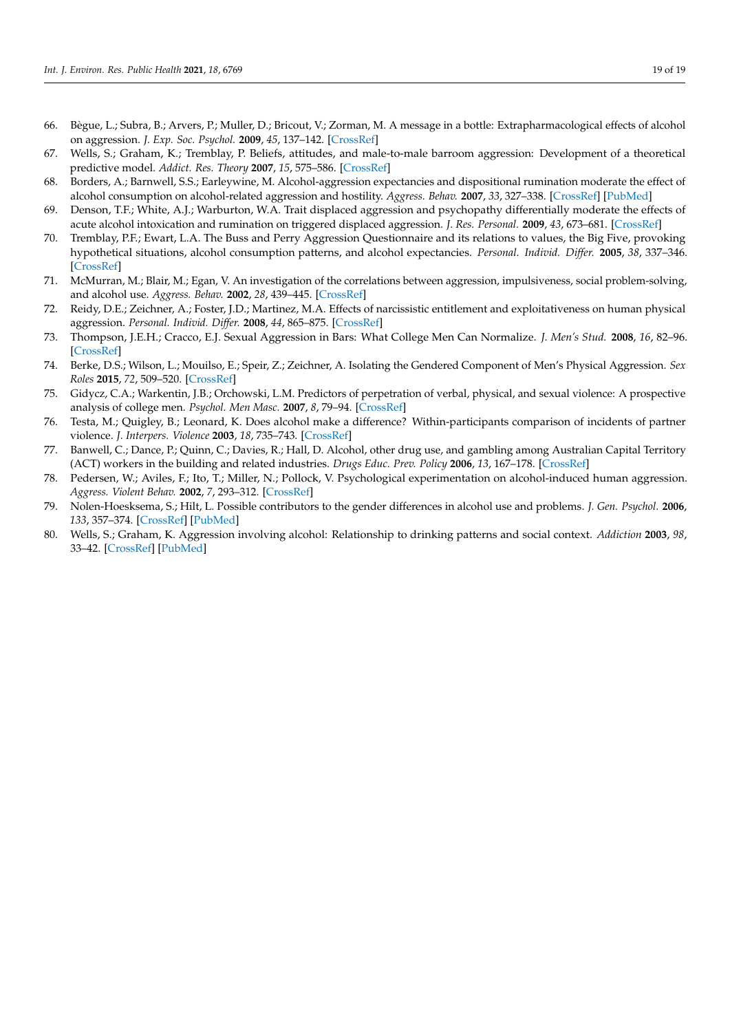66. Bègue, L.; Subra, B.; Arvers, P.; Muller, D.; Bricout, V.; Zorman, M. A message in a bottle: Extrapharmacological effects of alcohol on aggression. *J. Exp. Soc. Psychol.* **2009**, *45*, 137–142. [CrossRef]
67. Wells, S.; Graham, K.; Tremblay, P. Beliefs, attitudes, and male-to-male barroom aggression: Development of a theoretical predictive model. *Addict. Res. Theory* **2007**, *15*, 575–586. [CrossRef]
68. Borders, A.; Barnwell, S.S.; Earleywine, M. Alcohol-aggression expectancies and dispositional rumination moderate the effect of alcohol consumption on alcohol-related aggression and hostility. *Aggress. Behav.* **2007**, *33*, 327–338. [CrossRef] [PubMed]
69. Denson, T.F.; White, A.J.; Warburton, W.A. Trait displaced aggression and psychopathy differentially moderate the effects of acute alcohol intoxication and rumination on triggered displaced aggression. *J. Res. Personal.* **2009**, *43*, 673–681. [CrossRef]
70. Tremblay, P.F.; Ewart, L.A. The Buss and Perry Aggression Questionnaire and its relations to values, the Big Five, provoking hypothetical situations, alcohol consumption patterns, and alcohol expectancies. *Personal. Individ. Differ.* **2005**, *38*, 337–346. [CrossRef]
71. McMurran, M.; Blair, M.; Egan, V. An investigation of the correlations between aggression, impulsiveness, social problem-solving, and alcohol use. *Aggress. Behav.* **2002**, *28*, 439–445. [CrossRef]
72. Reidy, D.E.; Zeichner, A.; Foster, J.D.; Martinez, M.A. Effects of narcissistic entitlement and exploitativeness on human physical aggression. *Personal. Individ. Differ.* **2008**, *44*, 865–875. [CrossRef]
73. Thompson, J.E.H.; Cracco, E.J. Sexual Aggression in Bars: What College Men Can Normalize. *J. Men's Stud.* **2008**, *16*, 82–96. [CrossRef]
74. Berke, D.S.; Wilson, L.; Mouilso, E.; Speir, Z.; Zeichner, A. Isolating the Gendered Component of Men's Physical Aggression. *Sex Roles* **2015**, *72*, 509–520. [CrossRef]
75. Gidycz, C.A.; Warkentin, J.B.; Orchowski, L.M. Predictors of perpetration of verbal, physical, and sexual violence: A prospective analysis of college men. *Psychol. Men Masc.* **2007**, *8*, 79–94. [CrossRef]
76. Testa, M.; Quigley, B.; Leonard, K. Does alcohol make a difference? Within-participants comparison of incidents of partner violence. *J. Interpers. Violence* **2003**, *18*, 735–743. [CrossRef]
77. Banwell, C.; Dance, P.; Quinn, C.; Davies, R.; Hall, D. Alcohol, other drug use, and gambling among Australian Capital Territory (ACT) workers in the building and related industries. *Drugs Educ. Prev. Policy* **2006**, *13*, 167–178. [CrossRef]
78. Pedersen, W.; Aviles, F.; Ito, T.; Miller, N.; Pollock, V. Psychological experimentation on alcohol-induced human aggression. *Aggress. Violent Behav.* **2002**, *7*, 293–312. [CrossRef]
79. Nolen-Hoesksema, S.; Hilt, L. Possible contributors to the gender differences in alcohol use and problems. *J. Gen. Psychol.* **2006**, *133*, 357–374. [CrossRef] [PubMed]
80. Wells, S.; Graham, K. Aggression involving alcohol: Relationship to drinking patterns and social context. *Addiction* **2003**, *98*, 33–42. [CrossRef] [PubMed]